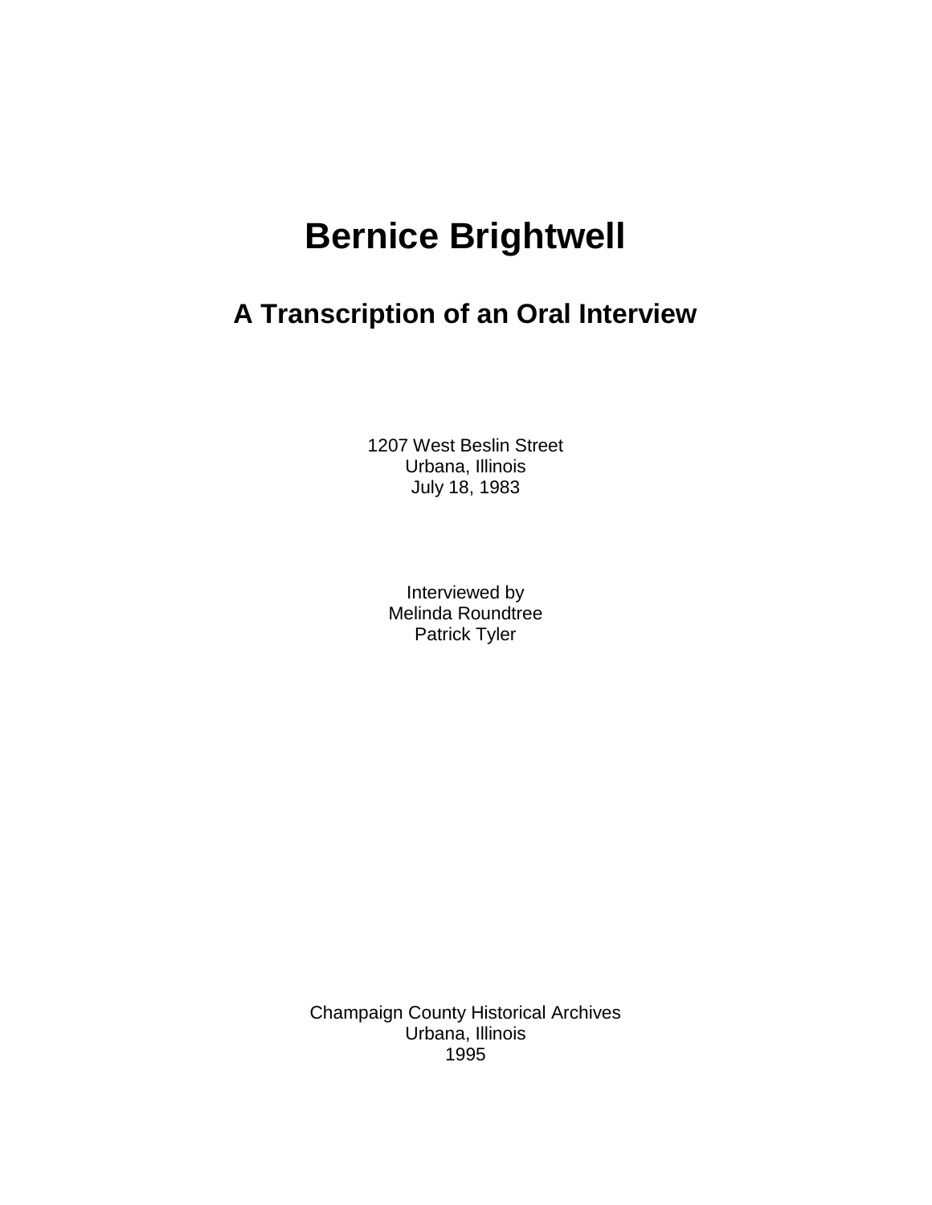# Bernice Brightwell

## A Transcription of an Oral Interview

1207 West Beslin Street
Urbana, Illinois
July 18, 1983

Interviewed by
Melinda Roundtree
Patrick Tyler

Champaign County Historical Archives
Urbana, Illinois
1995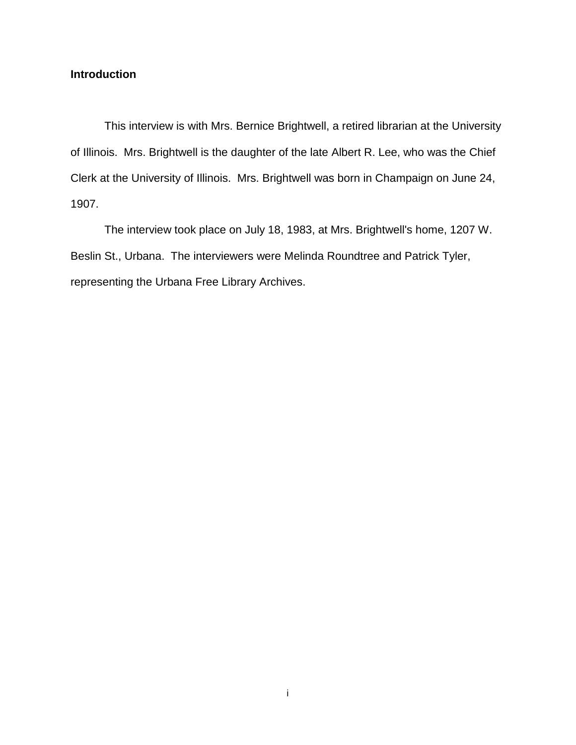## Introduction

This interview is with Mrs. Bernice Brightwell, a retired librarian at the University of Illinois. Mrs. Brightwell is the daughter of the late Albert R. Lee, who was the Chief Clerk at the University of Illinois. Mrs. Brightwell was born in Champaign on June 24, 1907.

The interview took place on July 18, 1983, at Mrs. Brightwell's home, 1207 W. Beslin St., Urbana. The interviewers were Melinda Roundtree and Patrick Tyler, representing the Urbana Free Library Archives.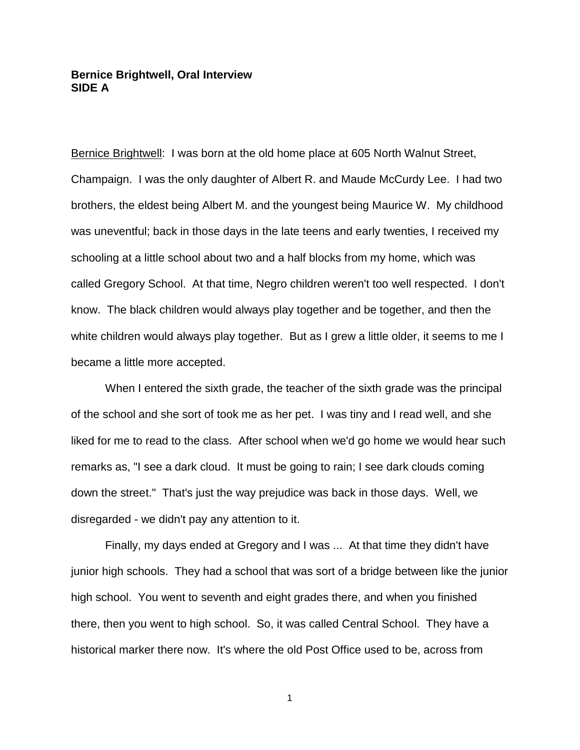**Bernice Brightwell, Oral Interview**
**SIDE A**

Bernice Brightwell: I was born at the old home place at 605 North Walnut Street, Champaign. I was the only daughter of Albert R. and Maude McCurdy Lee. I had two brothers, the eldest being Albert M. and the youngest being Maurice W. My childhood was uneventful; back in those days in the late teens and early twenties, I received my schooling at a little school about two and a half blocks from my home, which was called Gregory School. At that time, Negro children weren't too well respected. I don't know. The black children would always play together and be together, and then the white children would always play together. But as I grew a little older, it seems to me I became a little more accepted.

When I entered the sixth grade, the teacher of the sixth grade was the principal of the school and she sort of took me as her pet. I was tiny and I read well, and she liked for me to read to the class. After school when we'd go home we would hear such remarks as, "I see a dark cloud. It must be going to rain; I see dark clouds coming down the street." That's just the way prejudice was back in those days. Well, we disregarded - we didn't pay any attention to it.

Finally, my days ended at Gregory and I was ... At that time they didn't have junior high schools. They had a school that was sort of a bridge between like the junior high school. You went to seventh and eight grades there, and when you finished there, then you went to high school. So, it was called Central School. They have a historical marker there now. It's where the old Post Office used to be, across from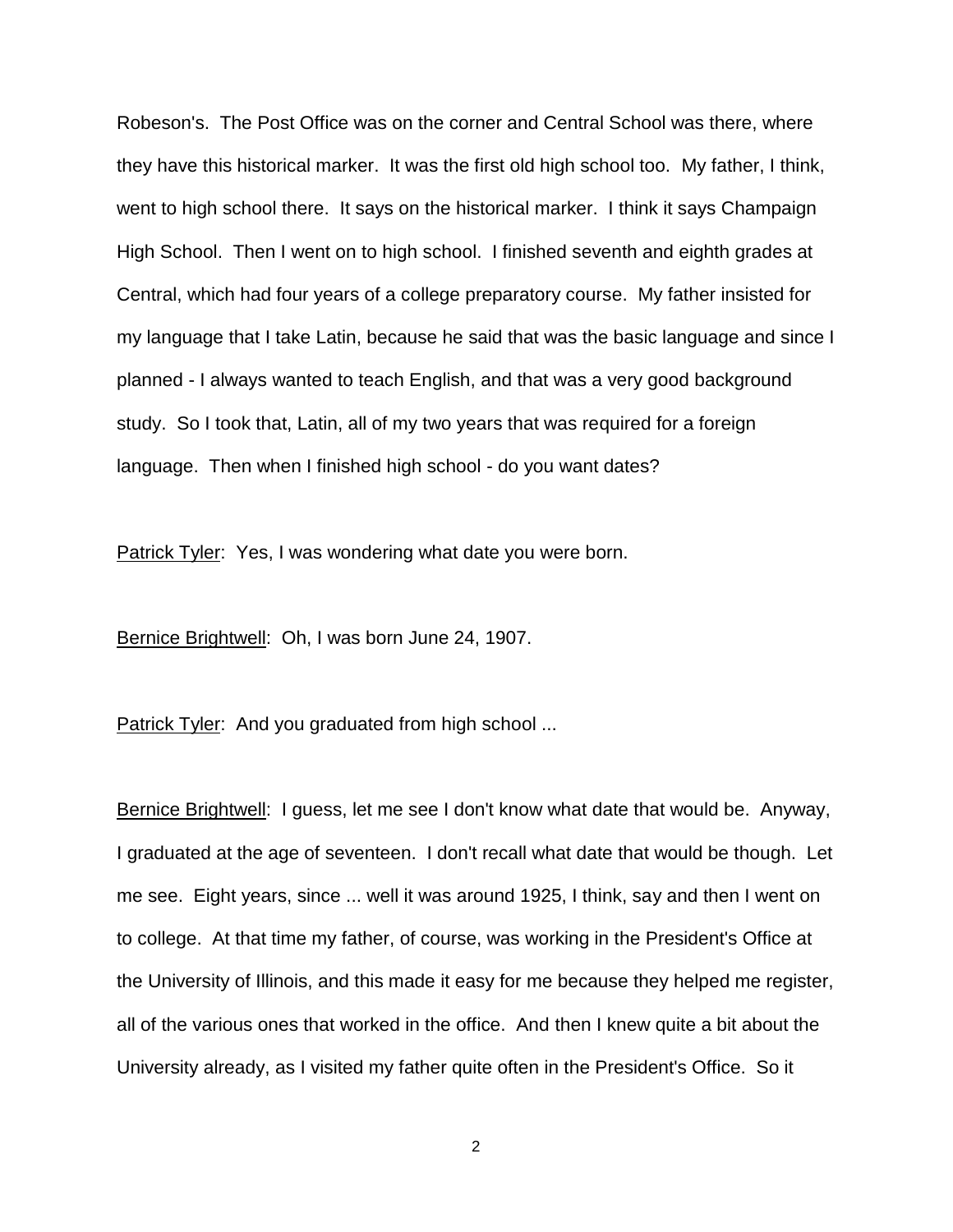Robeson's. The Post Office was on the corner and Central School was there, where they have this historical marker. It was the first old high school too. My father, I think, went to high school there. It says on the historical marker. I think it says Champaign High School. Then I went on to high school. I finished seventh and eighth grades at Central, which had four years of a college preparatory course. My father insisted for my language that I take Latin, because he said that was the basic language and since I planned - I always wanted to teach English, and that was a very good background study. So I took that, Latin, all of my two years that was required for a foreign language. Then when I finished high school - do you want dates?

Patrick Tyler: Yes, I was wondering what date you were born.

Bernice Brightwell: Oh, I was born June 24, 1907.

Patrick Tyler: And you graduated from high school ...

Bernice Brightwell: I guess, let me see I don't know what date that would be. Anyway, I graduated at the age of seventeen. I don't recall what date that would be though. Let me see. Eight years, since ... well it was around 1925, I think, say and then I went on to college. At that time my father, of course, was working in the President's Office at the University of Illinois, and this made it easy for me because they helped me register, all of the various ones that worked in the office. And then I knew quite a bit about the University already, as I visited my father quite often in the President's Office. So it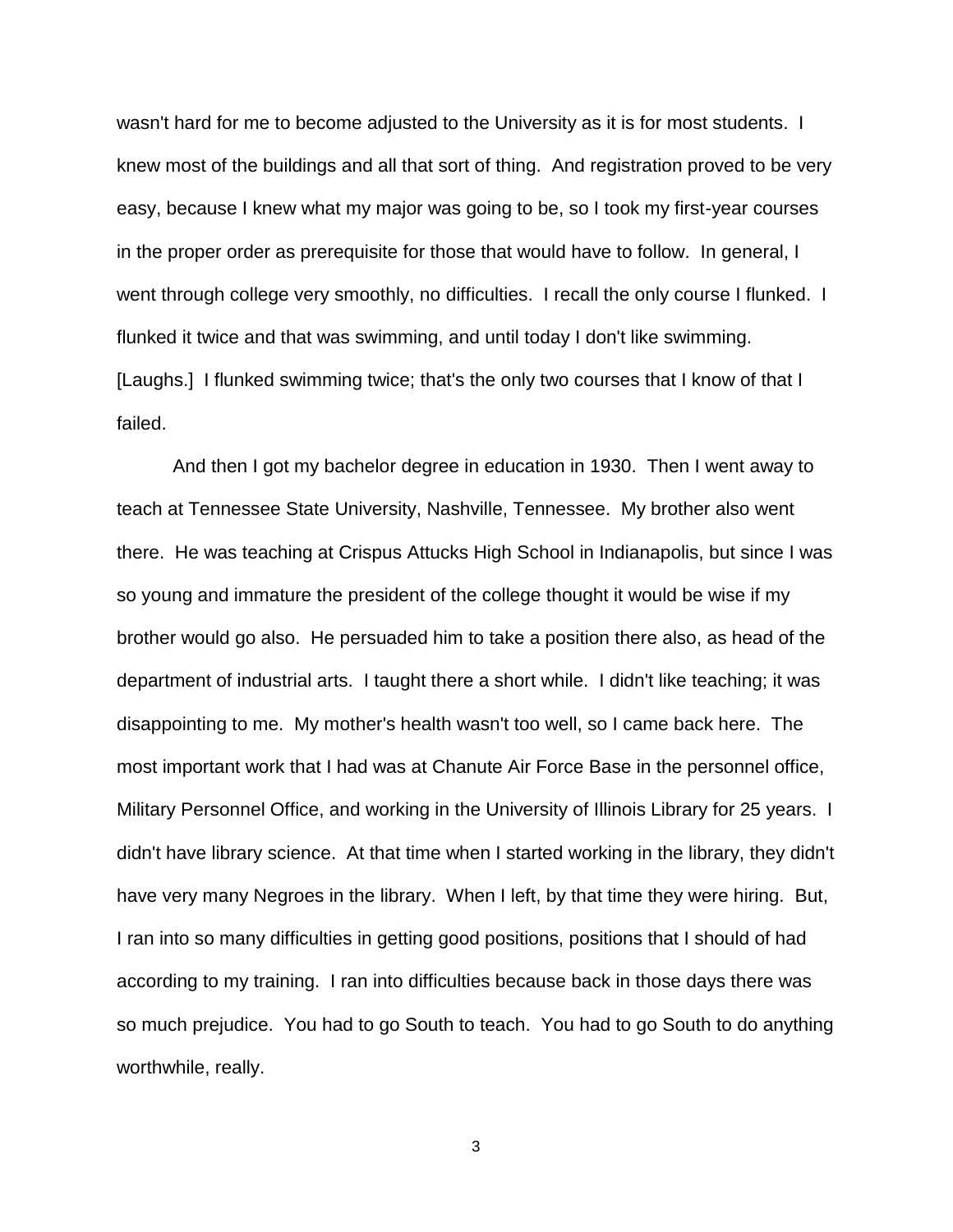wasn't hard for me to become adjusted to the University as it is for most students. I knew most of the buildings and all that sort of thing. And registration proved to be very easy, because I knew what my major was going to be, so I took my first-year courses in the proper order as prerequisite for those that would have to follow. In general, I went through college very smoothly, no difficulties. I recall the only course I flunked. I flunked it twice and that was swimming, and until today I don't like swimming. [Laughs.] I flunked swimming twice; that's the only two courses that I know of that I failed.

And then I got my bachelor degree in education in 1930. Then I went away to teach at Tennessee State University, Nashville, Tennessee. My brother also went there. He was teaching at Crispus Attucks High School in Indianapolis, but since I was so young and immature the president of the college thought it would be wise if my brother would go also. He persuaded him to take a position there also, as head of the department of industrial arts. I taught there a short while. I didn't like teaching; it was disappointing to me. My mother's health wasn't too well, so I came back here. The most important work that I had was at Chanute Air Force Base in the personnel office, Military Personnel Office, and working in the University of Illinois Library for 25 years. I didn't have library science. At that time when I started working in the library, they didn't have very many Negroes in the library. When I left, by that time they were hiring. But, I ran into so many difficulties in getting good positions, positions that I should of had according to my training. I ran into difficulties because back in those days there was so much prejudice. You had to go South to teach. You had to go South to do anything worthwhile, really.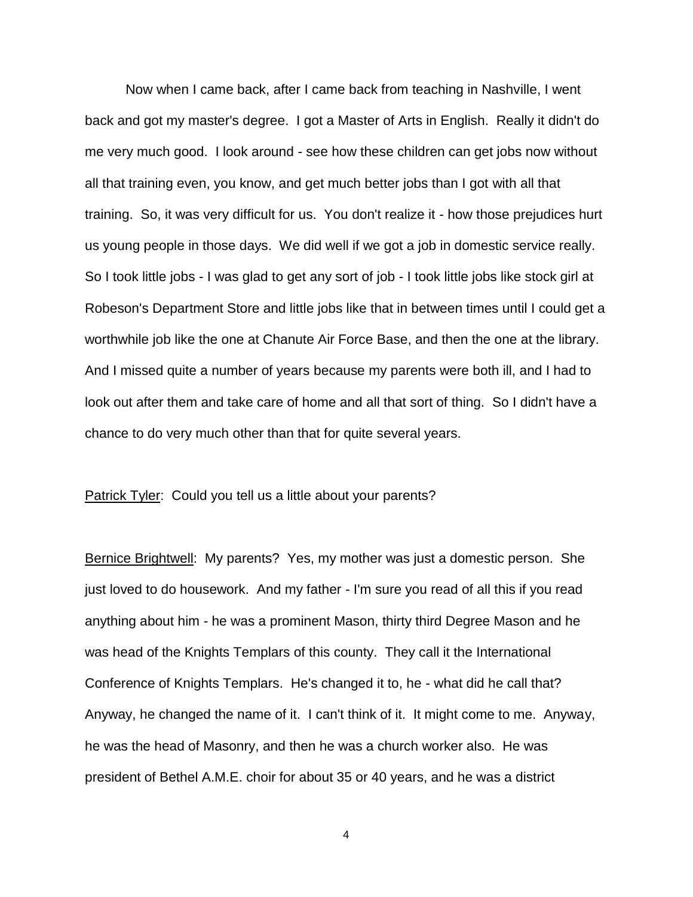Now when I came back, after I came back from teaching in Nashville, I went back and got my master's degree. I got a Master of Arts in English. Really it didn't do me very much good. I look around - see how these children can get jobs now without all that training even, you know, and get much better jobs than I got with all that training. So, it was very difficult for us. You don't realize it - how those prejudices hurt us young people in those days. We did well if we got a job in domestic service really. So I took little jobs - I was glad to get any sort of job - I took little jobs like stock girl at Robeson's Department Store and little jobs like that in between times until I could get a worthwhile job like the one at Chanute Air Force Base, and then the one at the library. And I missed quite a number of years because my parents were both ill, and I had to look out after them and take care of home and all that sort of thing. So I didn't have a chance to do very much other than that for quite several years.

Patrick Tyler: Could you tell us a little about your parents?

Bernice Brightwell: My parents? Yes, my mother was just a domestic person. She just loved to do housework. And my father - I'm sure you read of all this if you read anything about him - he was a prominent Mason, thirty third Degree Mason and he was head of the Knights Templars of this county. They call it the International Conference of Knights Templars. He's changed it to, he - what did he call that? Anyway, he changed the name of it. I can't think of it. It might come to me. Anyway, he was the head of Masonry, and then he was a church worker also. He was president of Bethel A.M.E. choir for about 35 or 40 years, and he was a district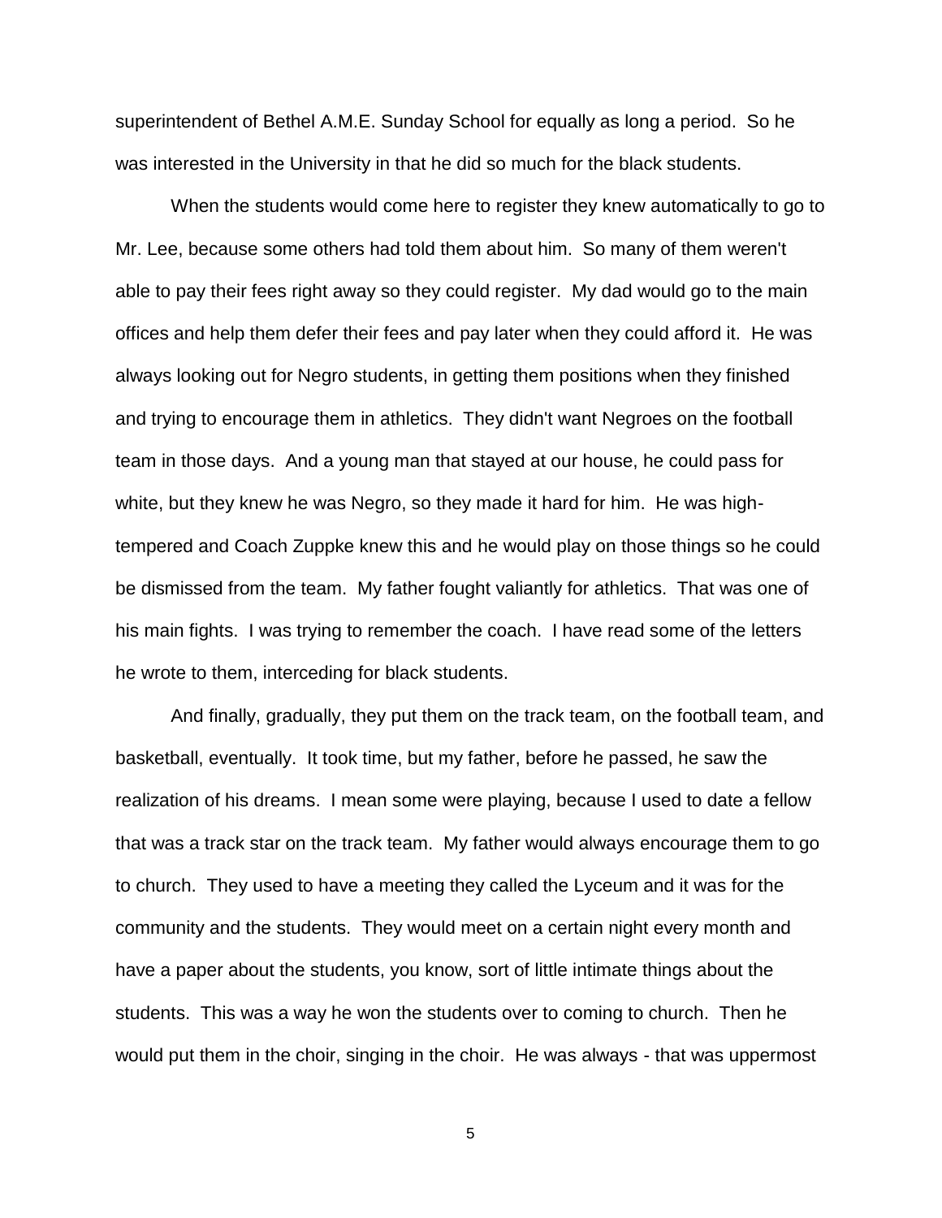superintendent of Bethel A.M.E. Sunday School for equally as long a period. So he was interested in the University in that he did so much for the black students.

When the students would come here to register they knew automatically to go to Mr. Lee, because some others had told them about him. So many of them weren't able to pay their fees right away so they could register. My dad would go to the main offices and help them defer their fees and pay later when they could afford it. He was always looking out for Negro students, in getting them positions when they finished and trying to encourage them in athletics. They didn't want Negroes on the football team in those days. And a young man that stayed at our house, he could pass for white, but they knew he was Negro, so they made it hard for him. He was high-tempered and Coach Zuppke knew this and he would play on those things so he could be dismissed from the team. My father fought valiantly for athletics. That was one of his main fights. I was trying to remember the coach. I have read some of the letters he wrote to them, interceding for black students.

And finally, gradually, they put them on the track team, on the football team, and basketball, eventually. It took time, but my father, before he passed, he saw the realization of his dreams. I mean some were playing, because I used to date a fellow that was a track star on the track team. My father would always encourage them to go to church. They used to have a meeting they called the Lyceum and it was for the community and the students. They would meet on a certain night every month and have a paper about the students, you know, sort of little intimate things about the students. This was a way he won the students over to coming to church. Then he would put them in the choir, singing in the choir. He was always - that was uppermost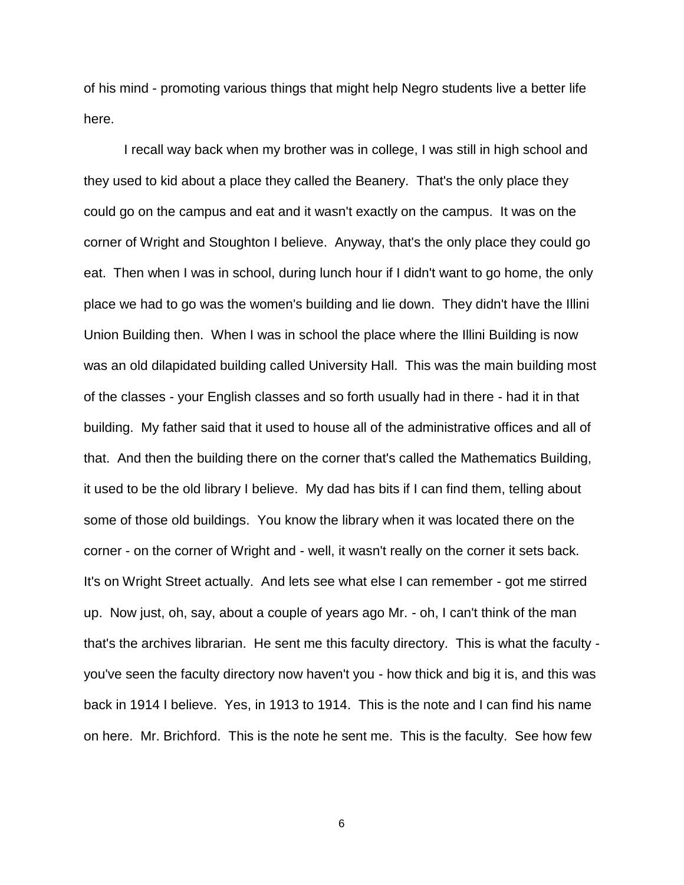of his mind - promoting various things that might help Negro students live a better life here.

I recall way back when my brother was in college, I was still in high school and they used to kid about a place they called the Beanery. That's the only place they could go on the campus and eat and it wasn't exactly on the campus. It was on the corner of Wright and Stoughton I believe. Anyway, that's the only place they could go eat. Then when I was in school, during lunch hour if I didn't want to go home, the only place we had to go was the women's building and lie down. They didn't have the Illini Union Building then. When I was in school the place where the Illini Building is now was an old dilapidated building called University Hall. This was the main building most of the classes - your English classes and so forth usually had in there - had it in that building. My father said that it used to house all of the administrative offices and all of that. And then the building there on the corner that's called the Mathematics Building, it used to be the old library I believe. My dad has bits if I can find them, telling about some of those old buildings. You know the library when it was located there on the corner - on the corner of Wright and - well, it wasn't really on the corner it sets back. It's on Wright Street actually. And lets see what else I can remember - got me stirred up. Now just, oh, say, about a couple of years ago Mr. - oh, I can't think of the man that's the archives librarian. He sent me this faculty directory. This is what the faculty - you've seen the faculty directory now haven't you - how thick and big it is, and this was back in 1914 I believe. Yes, in 1913 to 1914. This is the note and I can find his name on here. Mr. Brichford. This is the note he sent me. This is the faculty. See how few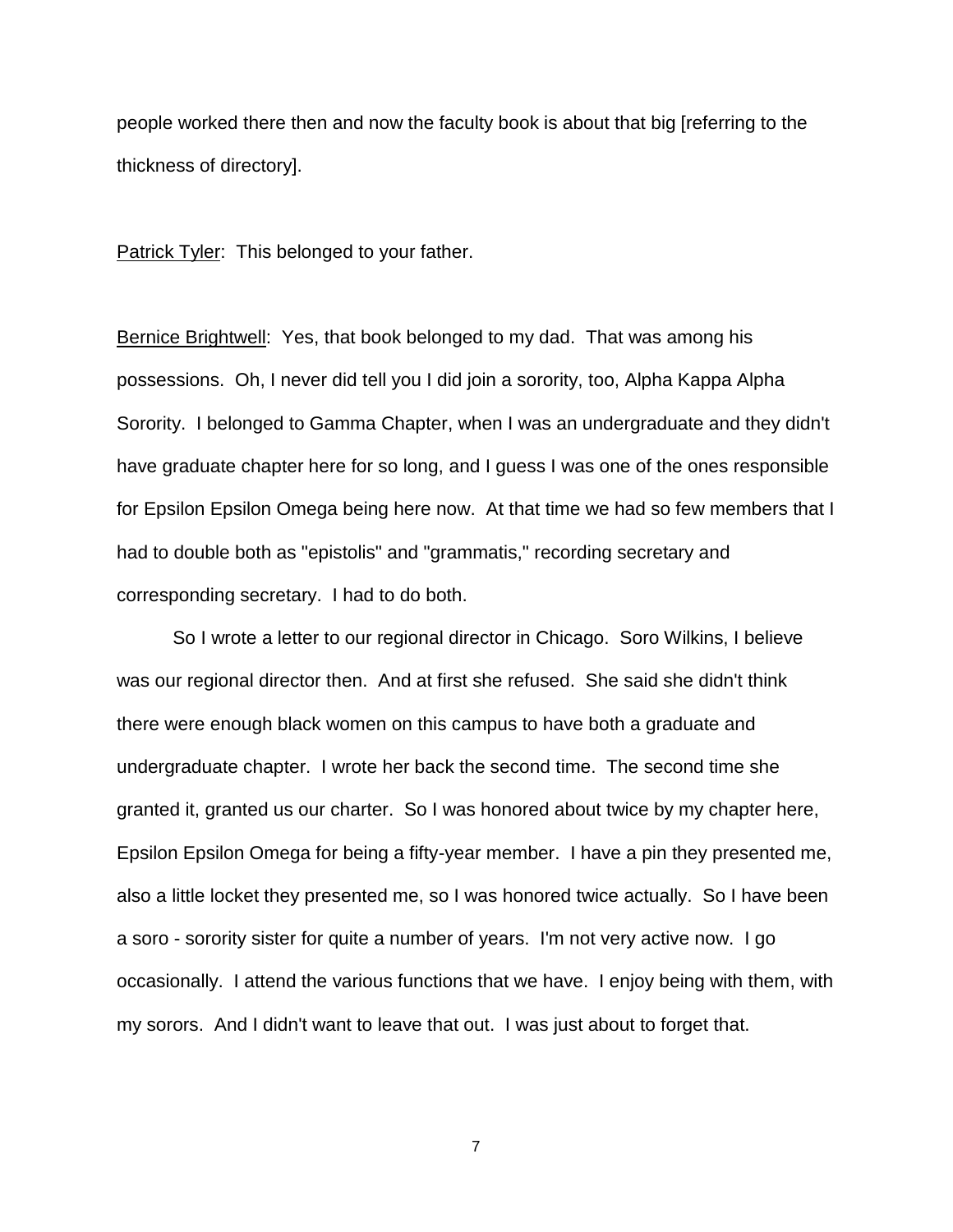people worked there then and now the faculty book is about that big [referring to the thickness of directory].

Patrick Tyler: This belonged to your father.

Bernice Brightwell: Yes, that book belonged to my dad. That was among his possessions. Oh, I never did tell you I did join a sorority, too, Alpha Kappa Alpha Sorority. I belonged to Gamma Chapter, when I was an undergraduate and they didn't have graduate chapter here for so long, and I guess I was one of the ones responsible for Epsilon Epsilon Omega being here now. At that time we had so few members that I had to double both as "epistolis" and "grammatis," recording secretary and corresponding secretary. I had to do both.

So I wrote a letter to our regional director in Chicago. Soro Wilkins, I believe was our regional director then. And at first she refused. She said she didn't think there were enough black women on this campus to have both a graduate and undergraduate chapter. I wrote her back the second time. The second time she granted it, granted us our charter. So I was honored about twice by my chapter here, Epsilon Epsilon Omega for being a fifty-year member. I have a pin they presented me, also a little locket they presented me, so I was honored twice actually. So I have been a soro - sorority sister for quite a number of years. I'm not very active now. I go occasionally. I attend the various functions that we have. I enjoy being with them, with my sorors. And I didn't want to leave that out. I was just about to forget that.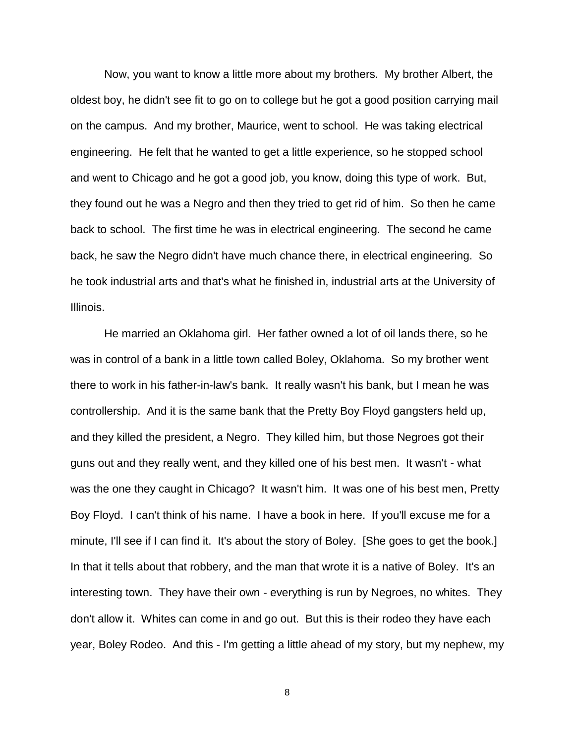Now, you want to know a little more about my brothers. My brother Albert, the oldest boy, he didn't see fit to go on to college but he got a good position carrying mail on the campus. And my brother, Maurice, went to school. He was taking electrical engineering. He felt that he wanted to get a little experience, so he stopped school and went to Chicago and he got a good job, you know, doing this type of work. But, they found out he was a Negro and then they tried to get rid of him. So then he came back to school. The first time he was in electrical engineering. The second he came back, he saw the Negro didn't have much chance there, in electrical engineering. So he took industrial arts and that's what he finished in, industrial arts at the University of Illinois.

He married an Oklahoma girl. Her father owned a lot of oil lands there, so he was in control of a bank in a little town called Boley, Oklahoma. So my brother went there to work in his father-in-law's bank. It really wasn't his bank, but I mean he was controllership. And it is the same bank that the Pretty Boy Floyd gangsters held up, and they killed the president, a Negro. They killed him, but those Negroes got their guns out and they really went, and they killed one of his best men. It wasn't - what was the one they caught in Chicago? It wasn't him. It was one of his best men, Pretty Boy Floyd. I can't think of his name. I have a book in here. If you'll excuse me for a minute, I'll see if I can find it. It's about the story of Boley. [She goes to get the book.] In that it tells about that robbery, and the man that wrote it is a native of Boley. It's an interesting town. They have their own - everything is run by Negroes, no whites. They don't allow it. Whites can come in and go out. But this is their rodeo they have each year, Boley Rodeo. And this - I'm getting a little ahead of my story, but my nephew, my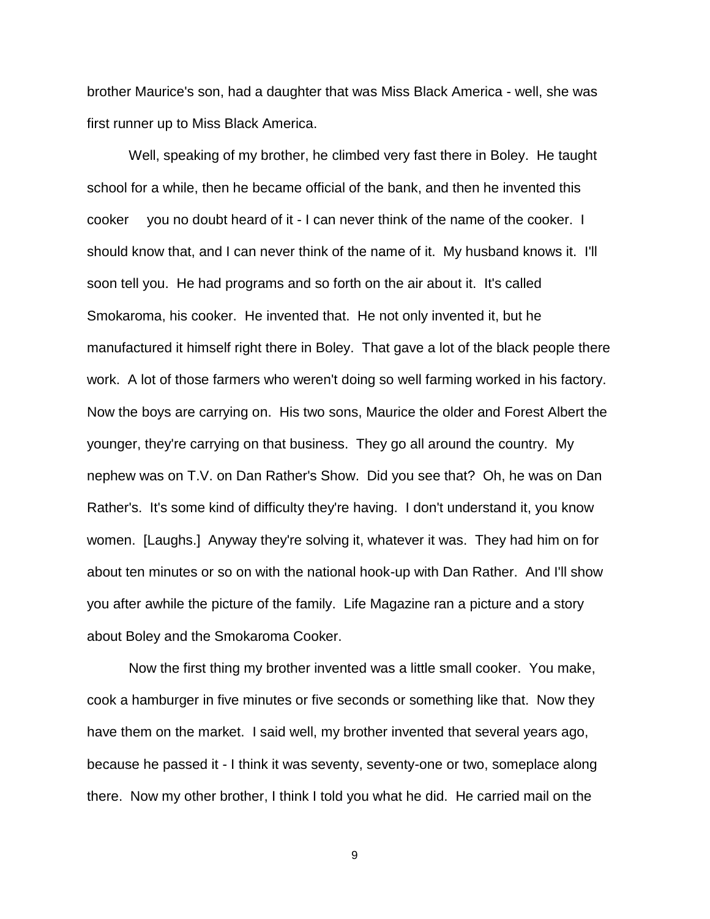brother Maurice's son, had a daughter that was Miss Black America - well, she was first runner up to Miss Black America.

Well, speaking of my brother, he climbed very fast there in Boley. He taught school for a while, then he became official of the bank, and then he invented this cooker you no doubt heard of it - I can never think of the name of the cooker. I should know that, and I can never think of the name of it. My husband knows it. I'll soon tell you. He had programs and so forth on the air about it. It's called Smokaroma, his cooker. He invented that. He not only invented it, but he manufactured it himself right there in Boley. That gave a lot of the black people there work. A lot of those farmers who weren't doing so well farming worked in his factory. Now the boys are carrying on. His two sons, Maurice the older and Forest Albert the younger, they're carrying on that business. They go all around the country. My nephew was on T.V. on Dan Rather's Show. Did you see that? Oh, he was on Dan Rather's. It's some kind of difficulty they're having. I don't understand it, you know women. [Laughs.] Anyway they're solving it, whatever it was. They had him on for about ten minutes or so on with the national hook-up with Dan Rather. And I'll show you after awhile the picture of the family. Life Magazine ran a picture and a story about Boley and the Smokaroma Cooker.

Now the first thing my brother invented was a little small cooker. You make, cook a hamburger in five minutes or five seconds or something like that. Now they have them on the market. I said well, my brother invented that several years ago, because he passed it - I think it was seventy, seventy-one or two, someplace along there. Now my other brother, I think I told you what he did. He carried mail on the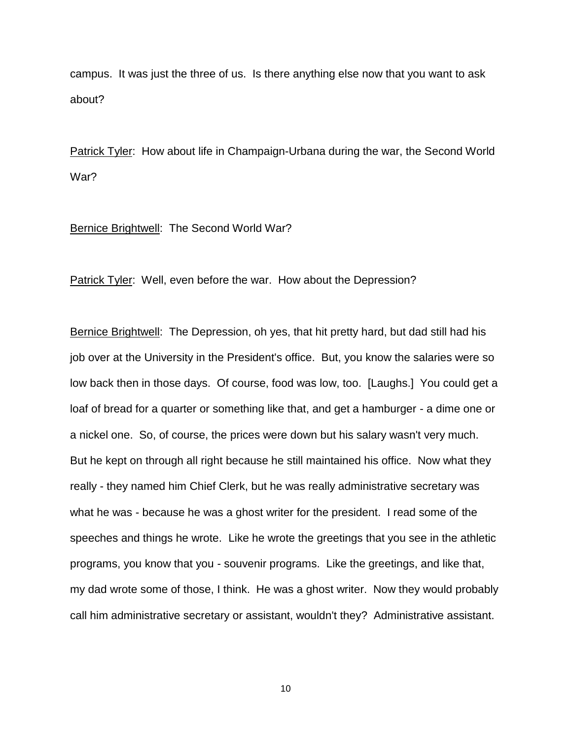campus. It was just the three of us. Is there anything else now that you want to ask about?

<u>Patrick Tyler</u>: How about life in Champaign-Urbana during the war, the Second World War?

<u>Bernice Brightwell</u>: The Second World War?

<u>Patrick Tyler</u>: Well, even before the war. How about the Depression?

<u>Bernice Brightwell</u>: The Depression, oh yes, that hit pretty hard, but dad still had his job over at the University in the President's office. But, you know the salaries were so low back then in those days. Of course, food was low, too. [Laughs.] You could get a loaf of bread for a quarter or something like that, and get a hamburger - a dime one or a nickel one. So, of course, the prices were down but his salary wasn't very much. But he kept on through all right because he still maintained his office. Now what they really - they named him Chief Clerk, but he was really administrative secretary was what he was - because he was a ghost writer for the president. I read some of the speeches and things he wrote. Like he wrote the greetings that you see in the athletic programs, you know that you - souvenir programs. Like the greetings, and like that, my dad wrote some of those, I think. He was a ghost writer. Now they would probably call him administrative secretary or assistant, wouldn't they? Administrative assistant.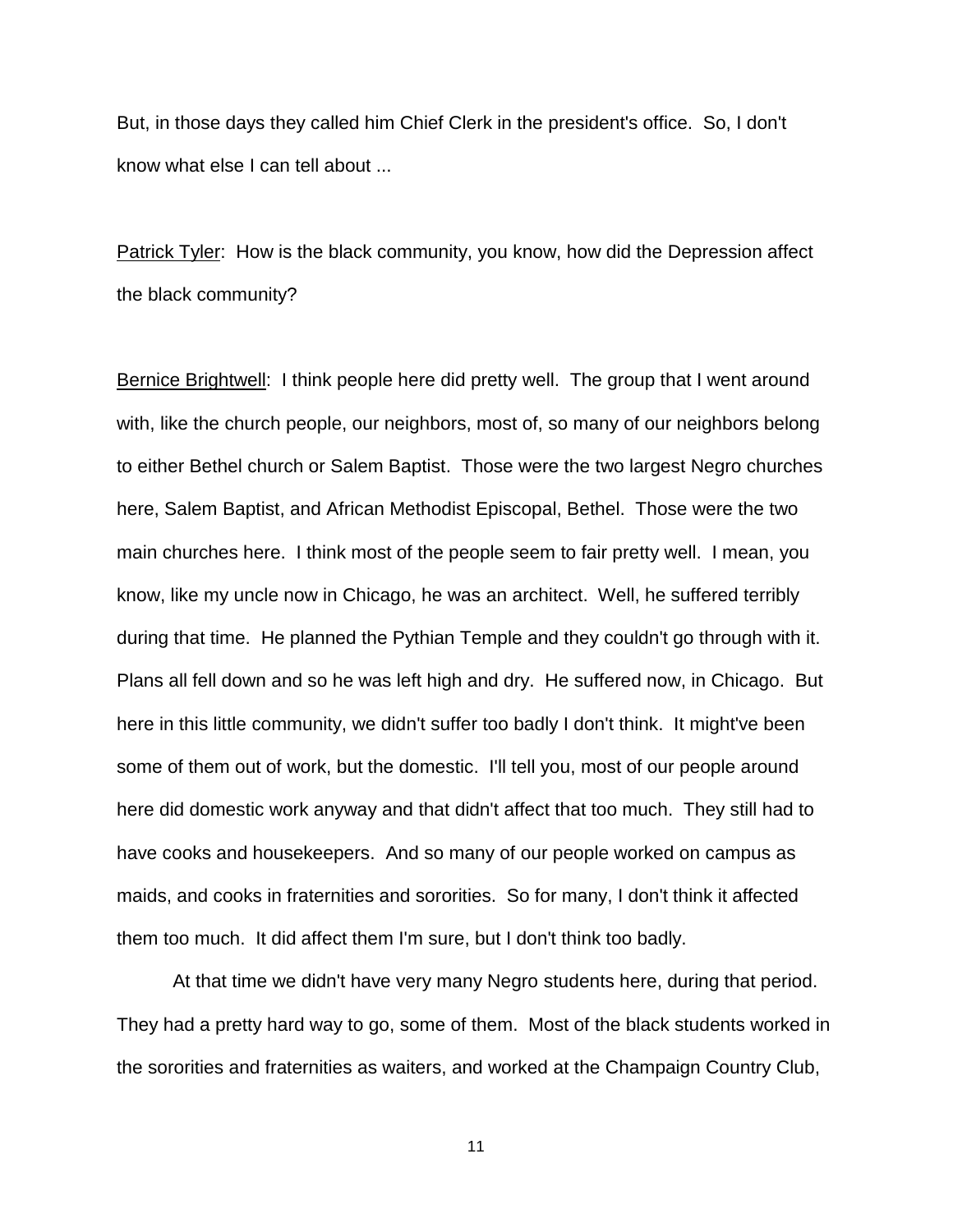But, in those days they called him Chief Clerk in the president's office. So, I don't know what else I can tell about ...

Patrick Tyler: How is the black community, you know, how did the Depression affect the black community?

Bernice Brightwell: I think people here did pretty well. The group that I went around with, like the church people, our neighbors, most of, so many of our neighbors belong to either Bethel church or Salem Baptist. Those were the two largest Negro churches here, Salem Baptist, and African Methodist Episcopal, Bethel. Those were the two main churches here. I think most of the people seem to fair pretty well. I mean, you know, like my uncle now in Chicago, he was an architect. Well, he suffered terribly during that time. He planned the Pythian Temple and they couldn't go through with it. Plans all fell down and so he was left high and dry. He suffered now, in Chicago. But here in this little community, we didn't suffer too badly I don't think. It might've been some of them out of work, but the domestic. I'll tell you, most of our people around here did domestic work anyway and that didn't affect that too much. They still had to have cooks and housekeepers. And so many of our people worked on campus as maids, and cooks in fraternities and sororities. So for many, I don't think it affected them too much. It did affect them I'm sure, but I don't think too badly.

At that time we didn't have very many Negro students here, during that period. They had a pretty hard way to go, some of them. Most of the black students worked in the sororities and fraternities as waiters, and worked at the Champaign Country Club,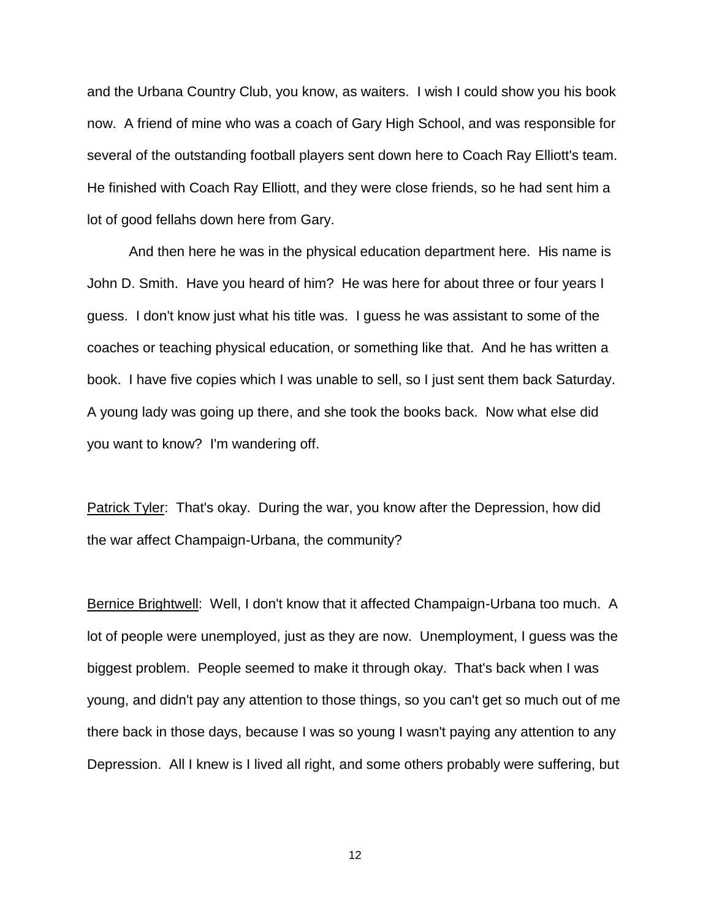and the Urbana Country Club, you know, as waiters. I wish I could show you his book now. A friend of mine who was a coach of Gary High School, and was responsible for several of the outstanding football players sent down here to Coach Ray Elliott's team. He finished with Coach Ray Elliott, and they were close friends, so he had sent him a lot of good fellahs down here from Gary.

And then here he was in the physical education department here. His name is John D. Smith. Have you heard of him? He was here for about three or four years I guess. I don't know just what his title was. I guess he was assistant to some of the coaches or teaching physical education, or something like that. And he has written a book. I have five copies which I was unable to sell, so I just sent them back Saturday. A young lady was going up there, and she took the books back. Now what else did you want to know? I'm wandering off.

Patrick Tyler: That's okay. During the war, you know after the Depression, how did the war affect Champaign-Urbana, the community?

Bernice Brightwell: Well, I don't know that it affected Champaign-Urbana too much. A lot of people were unemployed, just as they are now. Unemployment, I guess was the biggest problem. People seemed to make it through okay. That's back when I was young, and didn't pay any attention to those things, so you can't get so much out of me there back in those days, because I was so young I wasn't paying any attention to any Depression. All I knew is I lived all right, and some others probably were suffering, but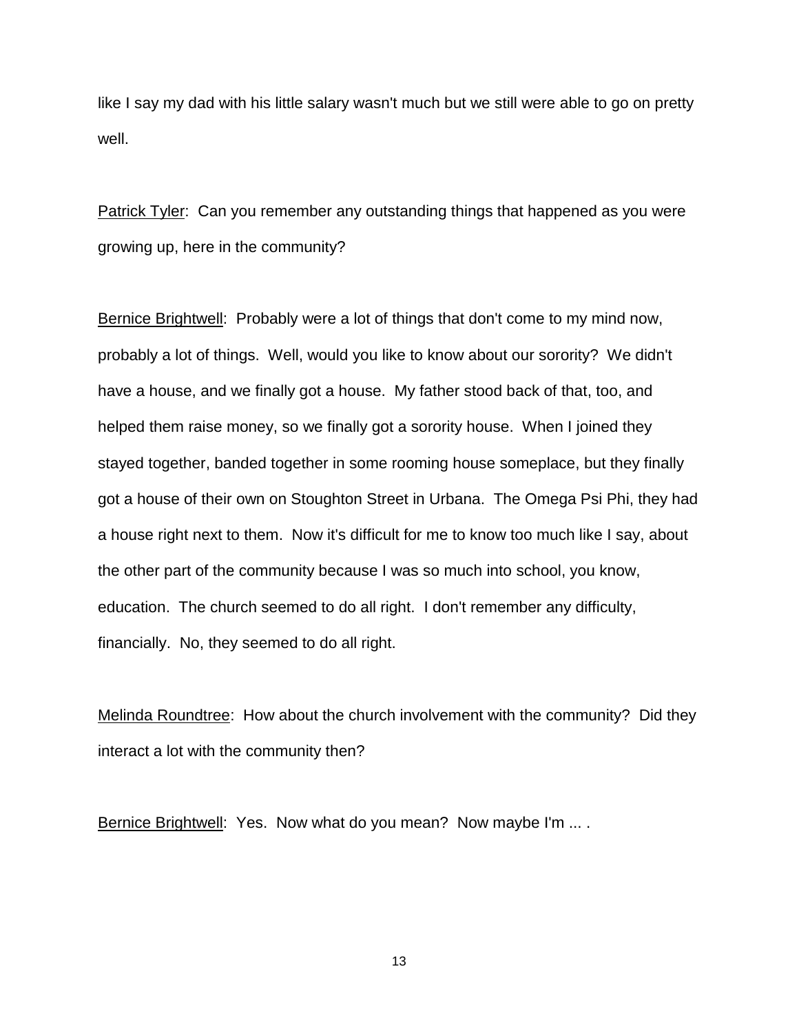like I say my dad with his little salary wasn't much but we still were able to go on pretty well.

Patrick Tyler: Can you remember any outstanding things that happened as you were growing up, here in the community?

Bernice Brightwell: Probably were a lot of things that don't come to my mind now, probably a lot of things. Well, would you like to know about our sorority? We didn't have a house, and we finally got a house. My father stood back of that, too, and helped them raise money, so we finally got a sorority house. When I joined they stayed together, banded together in some rooming house someplace, but they finally got a house of their own on Stoughton Street in Urbana. The Omega Psi Phi, they had a house right next to them. Now it's difficult for me to know too much like I say, about the other part of the community because I was so much into school, you know, education. The church seemed to do all right. I don't remember any difficulty, financially. No, they seemed to do all right.

Melinda Roundtree: How about the church involvement with the community? Did they interact a lot with the community then?

Bernice Brightwell: Yes. Now what do you mean? Now maybe I'm ... .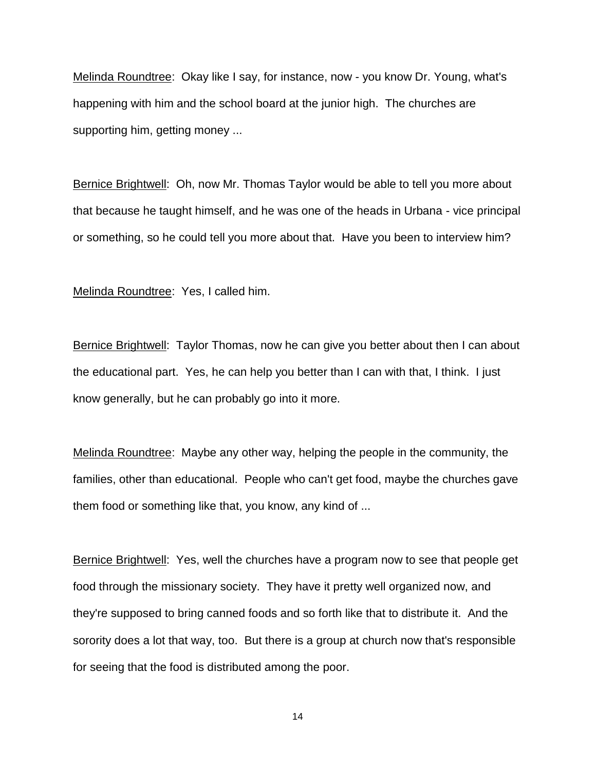Melinda Roundtree: Okay like I say, for instance, now - you know Dr. Young, what's happening with him and the school board at the junior high. The churches are supporting him, getting money ...

Bernice Brightwell: Oh, now Mr. Thomas Taylor would be able to tell you more about that because he taught himself, and he was one of the heads in Urbana - vice principal or something, so he could tell you more about that. Have you been to interview him?

Melinda Roundtree: Yes, I called him.

Bernice Brightwell: Taylor Thomas, now he can give you better about then I can about the educational part. Yes, he can help you better than I can with that, I think. I just know generally, but he can probably go into it more.

Melinda Roundtree: Maybe any other way, helping the people in the community, the families, other than educational. People who can't get food, maybe the churches gave them food or something like that, you know, any kind of ...

Bernice Brightwell: Yes, well the churches have a program now to see that people get food through the missionary society. They have it pretty well organized now, and they're supposed to bring canned foods and so forth like that to distribute it. And the sorority does a lot that way, too. But there is a group at church now that's responsible for seeing that the food is distributed among the poor.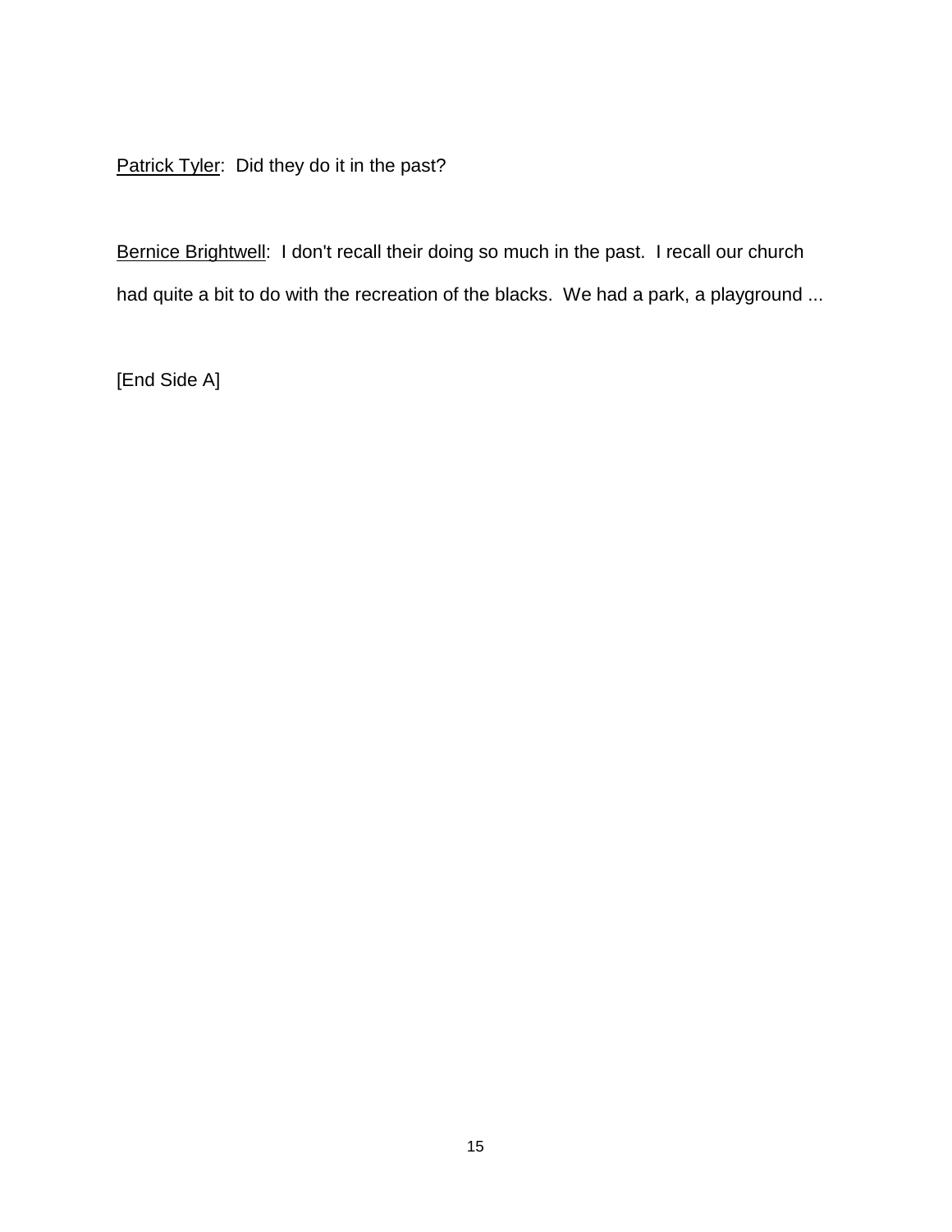Patrick Tyler:  Did they do it in the past?

Bernice Brightwell:  I don't recall their doing so much in the past.  I recall our church had quite a bit to do with the recreation of the blacks.  We had a park, a playground ...

[End Side A]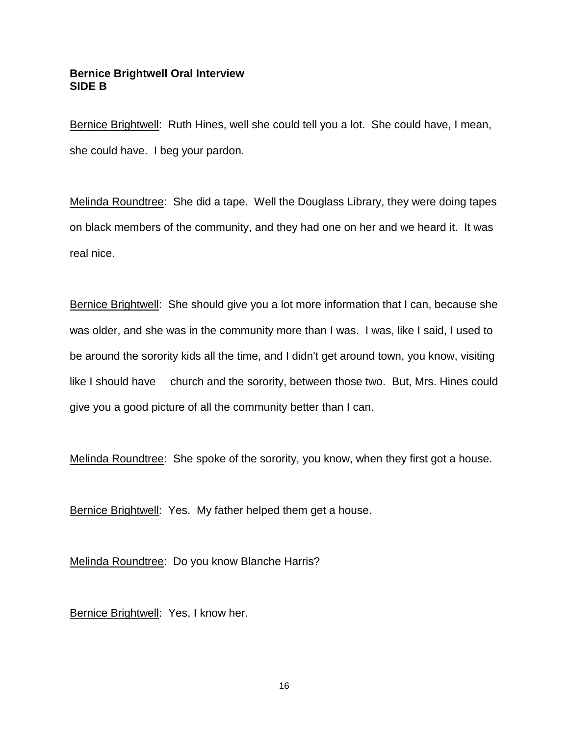**Bernice Brightwell Oral Interview**
**SIDE B**

Bernice Brightwell: Ruth Hines, well she could tell you a lot. She could have, I mean, she could have. I beg your pardon.

Melinda Roundtree: She did a tape. Well the Douglass Library, they were doing tapes on black members of the community, and they had one on her and we heard it. It was real nice.

Bernice Brightwell: She should give you a lot more information that I can, because she was older, and she was in the community more than I was. I was, like I said, I used to be around the sorority kids all the time, and I didn't get around town, you know, visiting like I should have     church and the sorority, between those two. But, Mrs. Hines could give you a good picture of all the community better than I can.

Melinda Roundtree: She spoke of the sorority, you know, when they first got a house.

Bernice Brightwell: Yes. My father helped them get a house.

Melinda Roundtree: Do you know Blanche Harris?

Bernice Brightwell: Yes, I know her.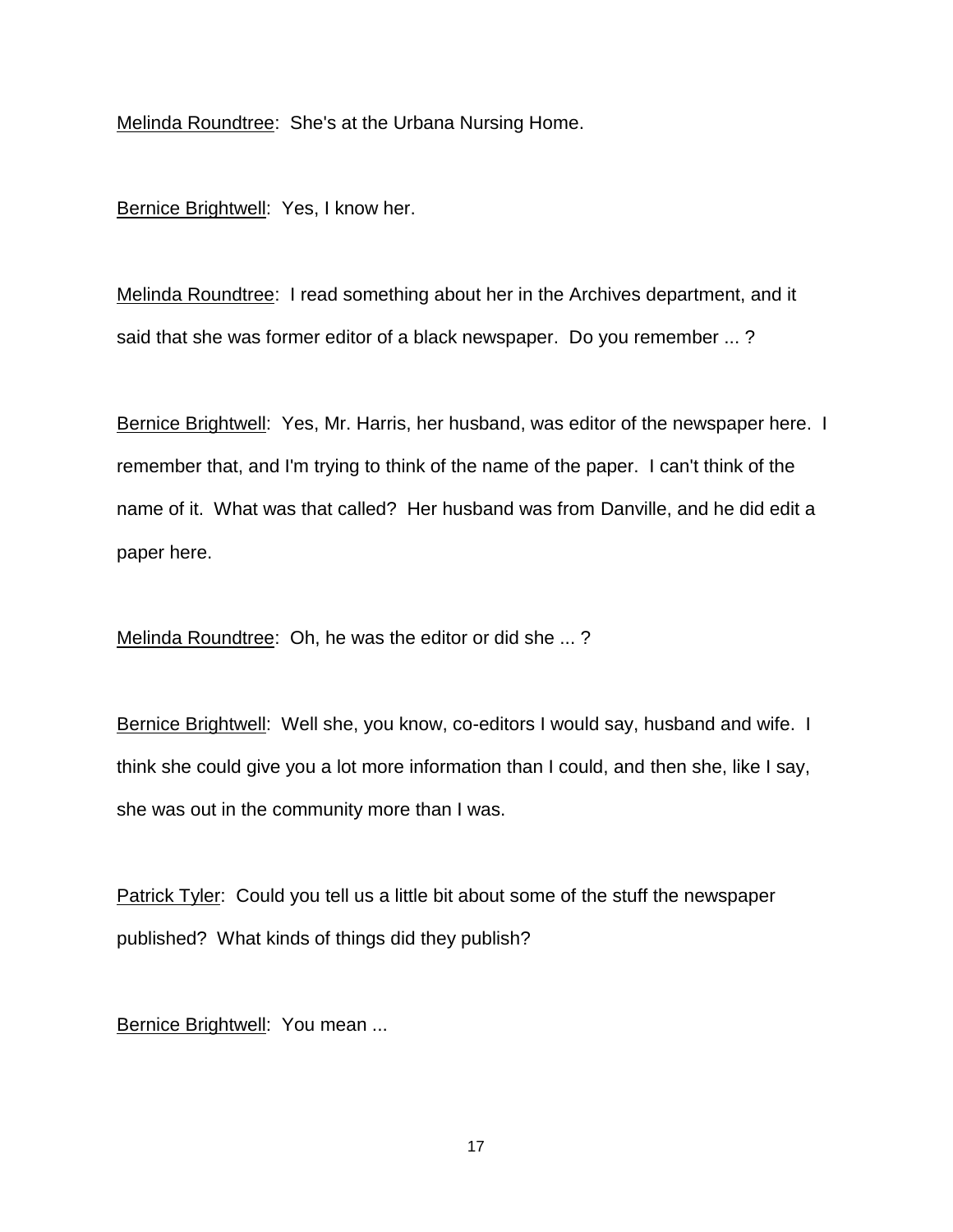Melinda Roundtree: She's at the Urbana Nursing Home.

Bernice Brightwell: Yes, I know her.

Melinda Roundtree: I read something about her in the Archives department, and it said that she was former editor of a black newspaper. Do you remember ... ?

Bernice Brightwell: Yes, Mr. Harris, her husband, was editor of the newspaper here. I remember that, and I'm trying to think of the name of the paper. I can't think of the name of it. What was that called? Her husband was from Danville, and he did edit a paper here.

Melinda Roundtree: Oh, he was the editor or did she ... ?

Bernice Brightwell: Well she, you know, co-editors I would say, husband and wife. I think she could give you a lot more information than I could, and then she, like I say, she was out in the community more than I was.

Patrick Tyler: Could you tell us a little bit about some of the stuff the newspaper published? What kinds of things did they publish?

Bernice Brightwell: You mean ...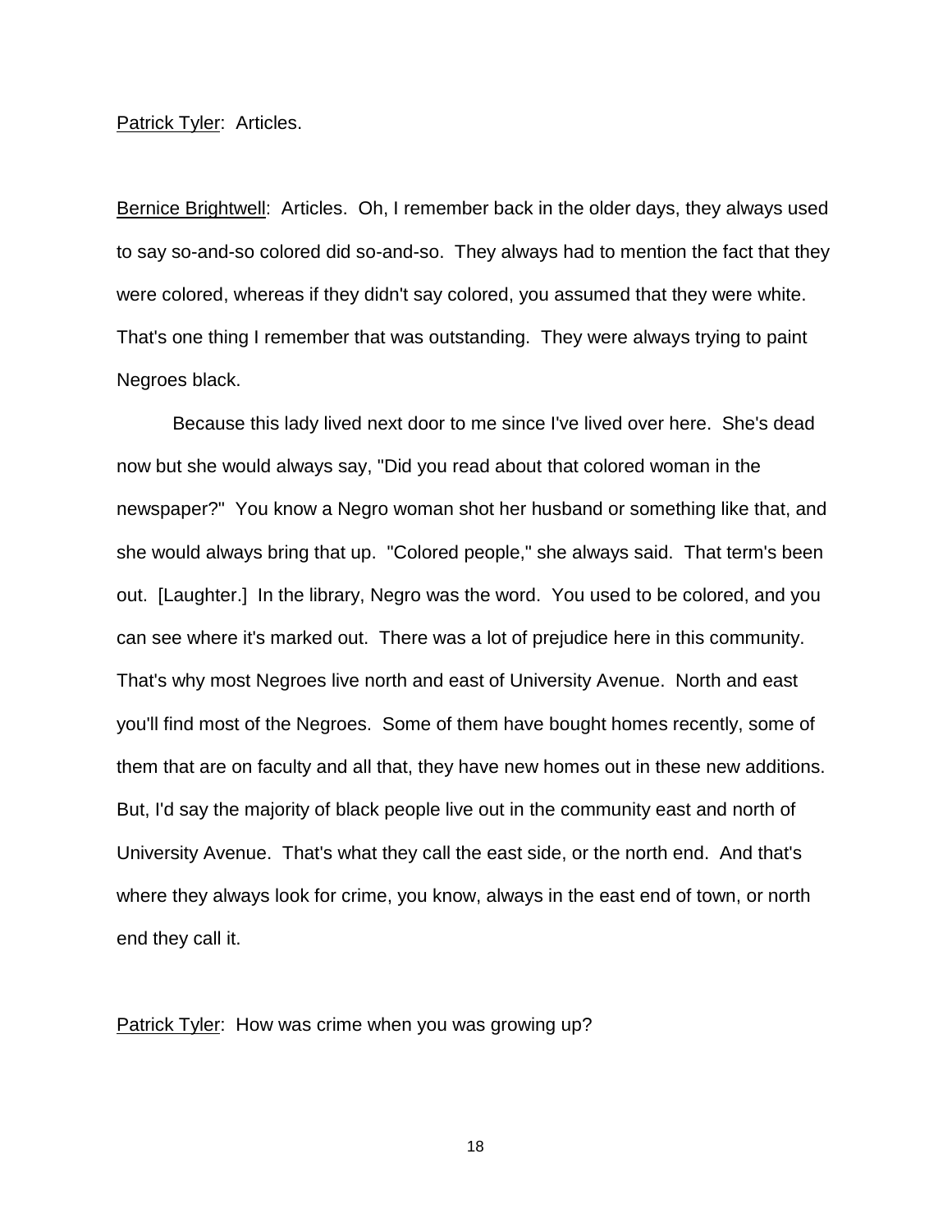<u>Patrick Tyler</u>: Articles.

<u>Bernice Brightwell</u>: Articles. Oh, I remember back in the older days, they always used to say so-and-so colored did so-and-so. They always had to mention the fact that they were colored, whereas if they didn't say colored, you assumed that they were white. That's one thing I remember that was outstanding. They were always trying to paint Negroes black.

Because this lady lived next door to me since I've lived over here. She's dead now but she would always say, "Did you read about that colored woman in the newspaper?" You know a Negro woman shot her husband or something like that, and she would always bring that up. "Colored people," she always said. That term's been out. [Laughter.] In the library, Negro was the word. You used to be colored, and you can see where it's marked out. There was a lot of prejudice here in this community. That's why most Negroes live north and east of University Avenue. North and east you'll find most of the Negroes. Some of them have bought homes recently, some of them that are on faculty and all that, they have new homes out in these new additions. But, I'd say the majority of black people live out in the community east and north of University Avenue. That's what they call the east side, or the north end. And that's where they always look for crime, you know, always in the east end of town, or north end they call it.

<u>Patrick Tyler</u>: How was crime when you was growing up?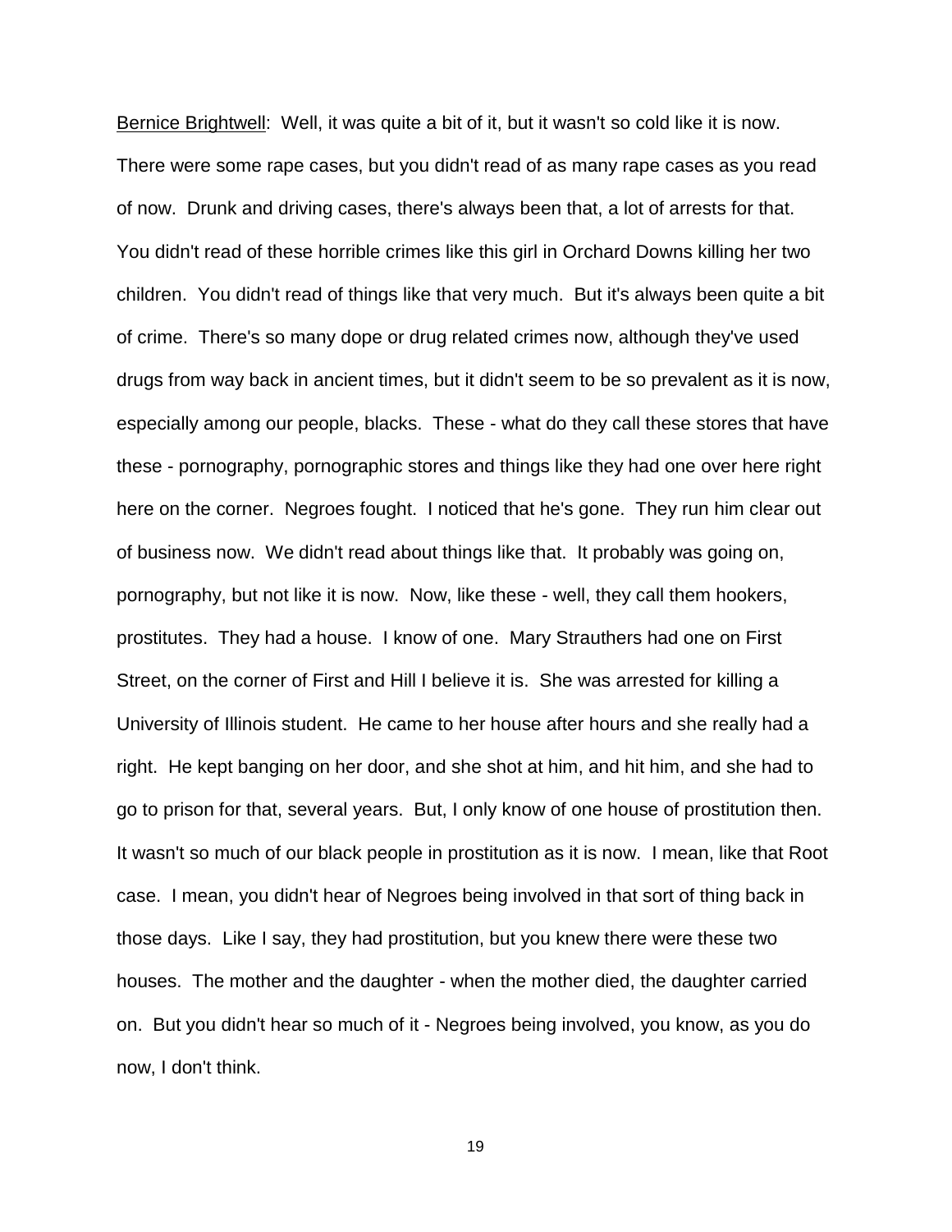<u>Bernice Brightwell</u>: Well, it was quite a bit of it, but it wasn't so cold like it is now. There were some rape cases, but you didn't read of as many rape cases as you read of now. Drunk and driving cases, there's always been that, a lot of arrests for that. You didn't read of these horrible crimes like this girl in Orchard Downs killing her two children. You didn't read of things like that very much. But it's always been quite a bit of crime. There's so many dope or drug related crimes now, although they've used drugs from way back in ancient times, but it didn't seem to be so prevalent as it is now, especially among our people, blacks. These - what do they call these stores that have these - pornography, pornographic stores and things like they had one over here right here on the corner. Negroes fought. I noticed that he's gone. They run him clear out of business now. We didn't read about things like that. It probably was going on, pornography, but not like it is now. Now, like these - well, they call them hookers, prostitutes. They had a house. I know of one. Mary Strauthers had one on First Street, on the corner of First and Hill I believe it is. She was arrested for killing a University of Illinois student. He came to her house after hours and she really had a right. He kept banging on her door, and she shot at him, and hit him, and she had to go to prison for that, several years. But, I only know of one house of prostitution then. It wasn't so much of our black people in prostitution as it is now. I mean, like that Root case. I mean, you didn't hear of Negroes being involved in that sort of thing back in those days. Like I say, they had prostitution, but you knew there were these two houses. The mother and the daughter - when the mother died, the daughter carried on. But you didn't hear so much of it - Negroes being involved, you know, as you do now, I don't think.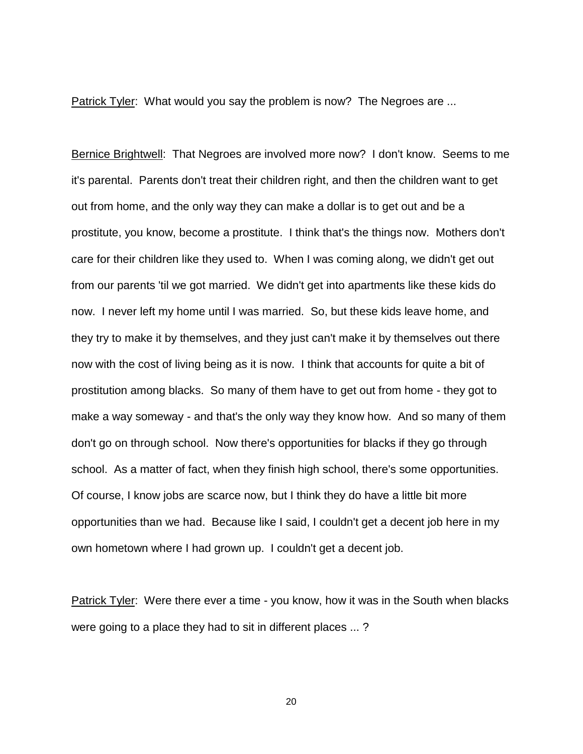<u>Patrick Tyler</u>: What would you say the problem is now? The Negroes are ...

<u>Bernice Brightwell</u>: That Negroes are involved more now? I don't know. Seems to me it's parental. Parents don't treat their children right, and then the children want to get out from home, and the only way they can make a dollar is to get out and be a prostitute, you know, become a prostitute. I think that's the things now. Mothers don't care for their children like they used to. When I was coming along, we didn't get out from our parents 'til we got married. We didn't get into apartments like these kids do now. I never left my home until I was married. So, but these kids leave home, and they try to make it by themselves, and they just can't make it by themselves out there now with the cost of living being as it is now. I think that accounts for quite a bit of prostitution among blacks. So many of them have to get out from home - they got to make a way someway - and that's the only way they know how. And so many of them don't go on through school. Now there's opportunities for blacks if they go through school. As a matter of fact, when they finish high school, there's some opportunities. Of course, I know jobs are scarce now, but I think they do have a little bit more opportunities than we had. Because like I said, I couldn't get a decent job here in my own hometown where I had grown up. I couldn't get a decent job.

<u>Patrick Tyler</u>: Were there ever a time - you know, how it was in the South when blacks were going to a place they had to sit in different places ... ?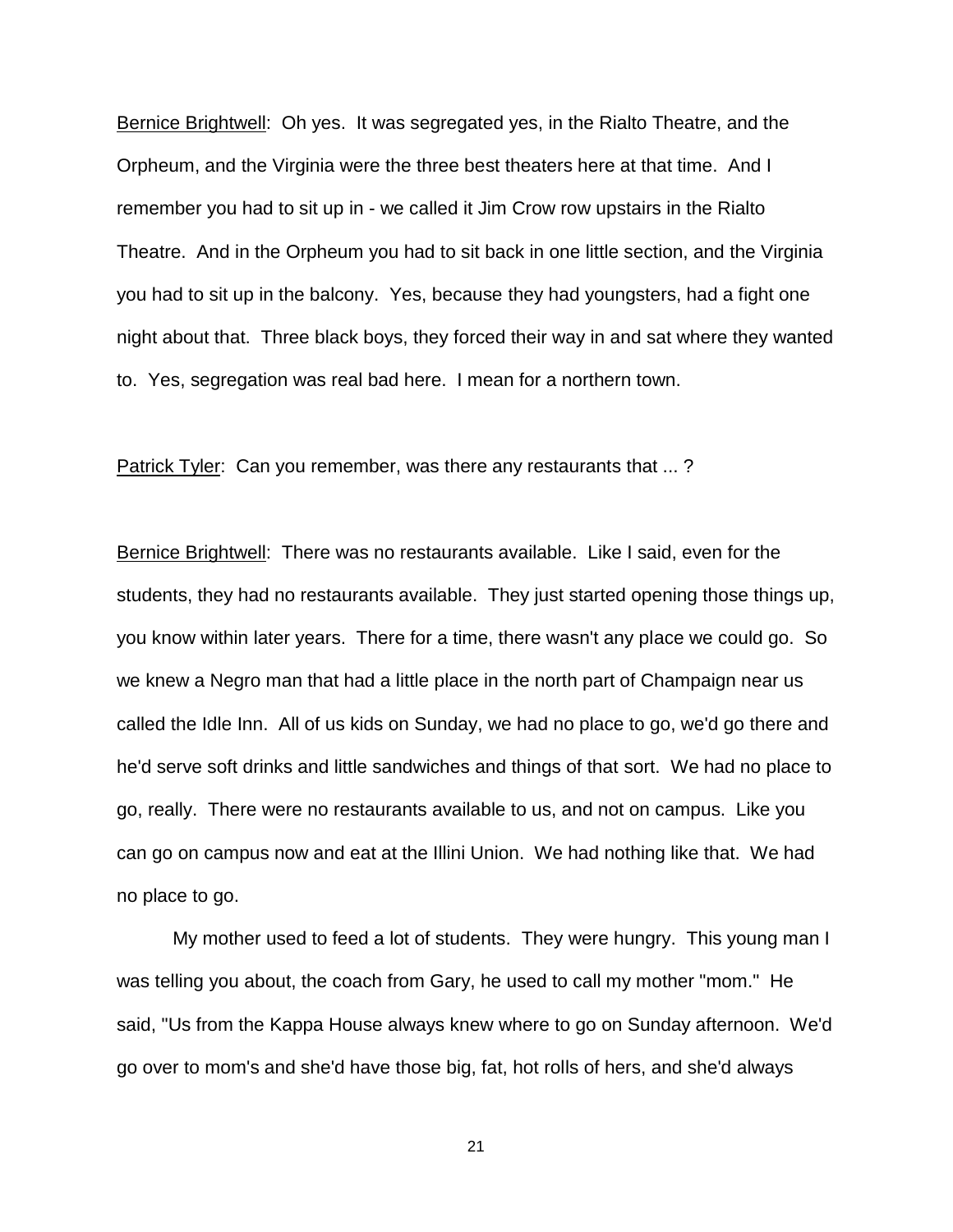Bernice Brightwell: Oh yes. It was segregated yes, in the Rialto Theatre, and the Orpheum, and the Virginia were the three best theaters here at that time. And I remember you had to sit up in - we called it Jim Crow row upstairs in the Rialto Theatre. And in the Orpheum you had to sit back in one little section, and the Virginia you had to sit up in the balcony. Yes, because they had youngsters, had a fight one night about that. Three black boys, they forced their way in and sat where they wanted to. Yes, segregation was real bad here. I mean for a northern town.

Patrick Tyler: Can you remember, was there any restaurants that ... ?

Bernice Brightwell: There was no restaurants available. Like I said, even for the students, they had no restaurants available. They just started opening those things up, you know within later years. There for a time, there wasn't any place we could go. So we knew a Negro man that had a little place in the north part of Champaign near us called the Idle Inn. All of us kids on Sunday, we had no place to go, we'd go there and he'd serve soft drinks and little sandwiches and things of that sort. We had no place to go, really. There were no restaurants available to us, and not on campus. Like you can go on campus now and eat at the Illini Union. We had nothing like that. We had no place to go.

My mother used to feed a lot of students. They were hungry. This young man I was telling you about, the coach from Gary, he used to call my mother "mom." He said, "Us from the Kappa House always knew where to go on Sunday afternoon. We'd go over to mom's and she'd have those big, fat, hot rolls of hers, and she'd always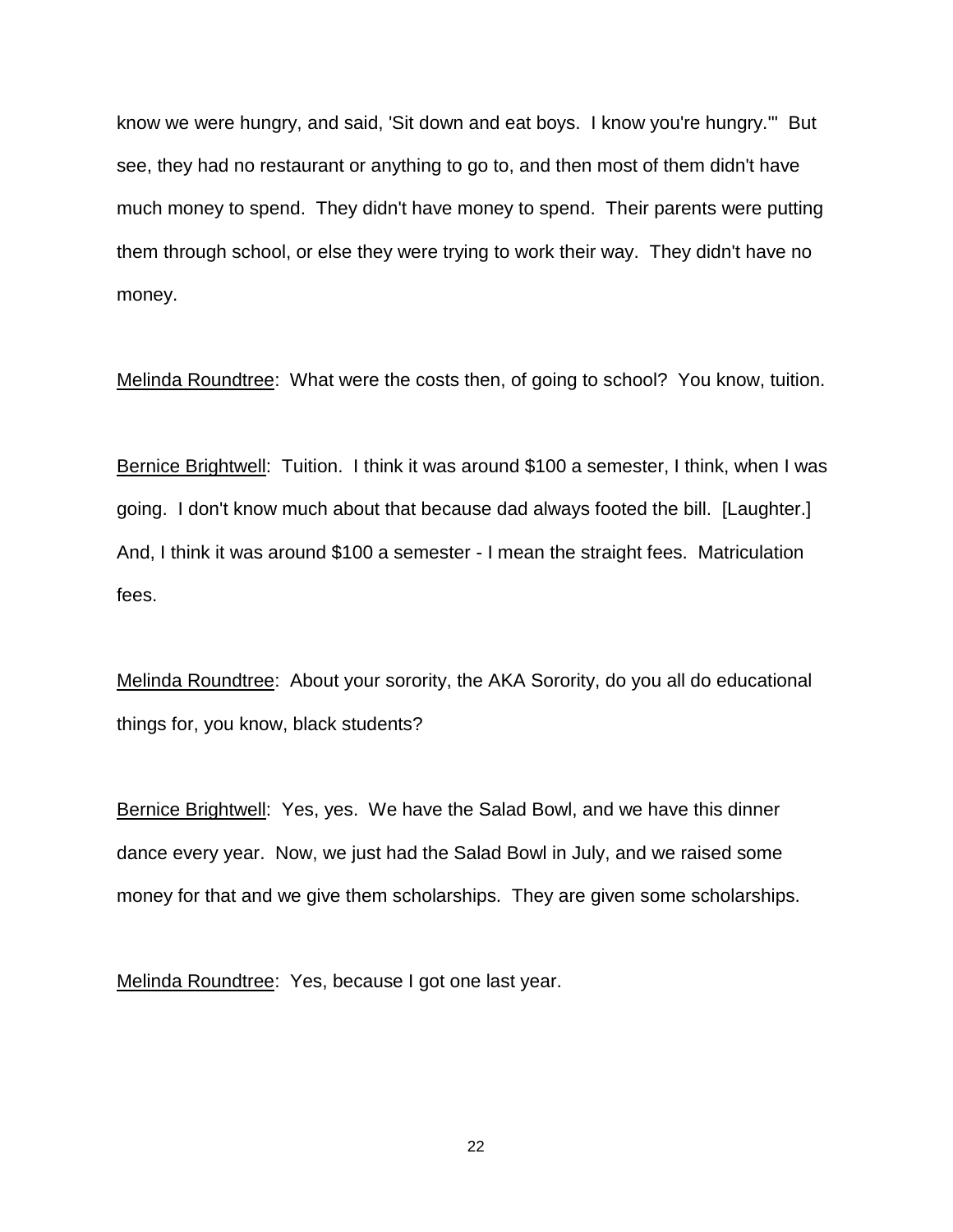know we were hungry, and said, 'Sit down and eat boys. I know you're hungry.'" But see, they had no restaurant or anything to go to, and then most of them didn't have much money to spend. They didn't have money to spend. Their parents were putting them through school, or else they were trying to work their way. They didn't have no money.

Melinda Roundtree: What were the costs then, of going to school? You know, tuition.

Bernice Brightwell: Tuition. I think it was around $100 a semester, I think, when I was going. I don't know much about that because dad always footed the bill. [Laughter.] And, I think it was around $100 a semester - I mean the straight fees. Matriculation fees.

Melinda Roundtree: About your sorority, the AKA Sorority, do you all do educational things for, you know, black students?

Bernice Brightwell: Yes, yes. We have the Salad Bowl, and we have this dinner dance every year. Now, we just had the Salad Bowl in July, and we raised some money for that and we give them scholarships. They are given some scholarships.

Melinda Roundtree: Yes, because I got one last year.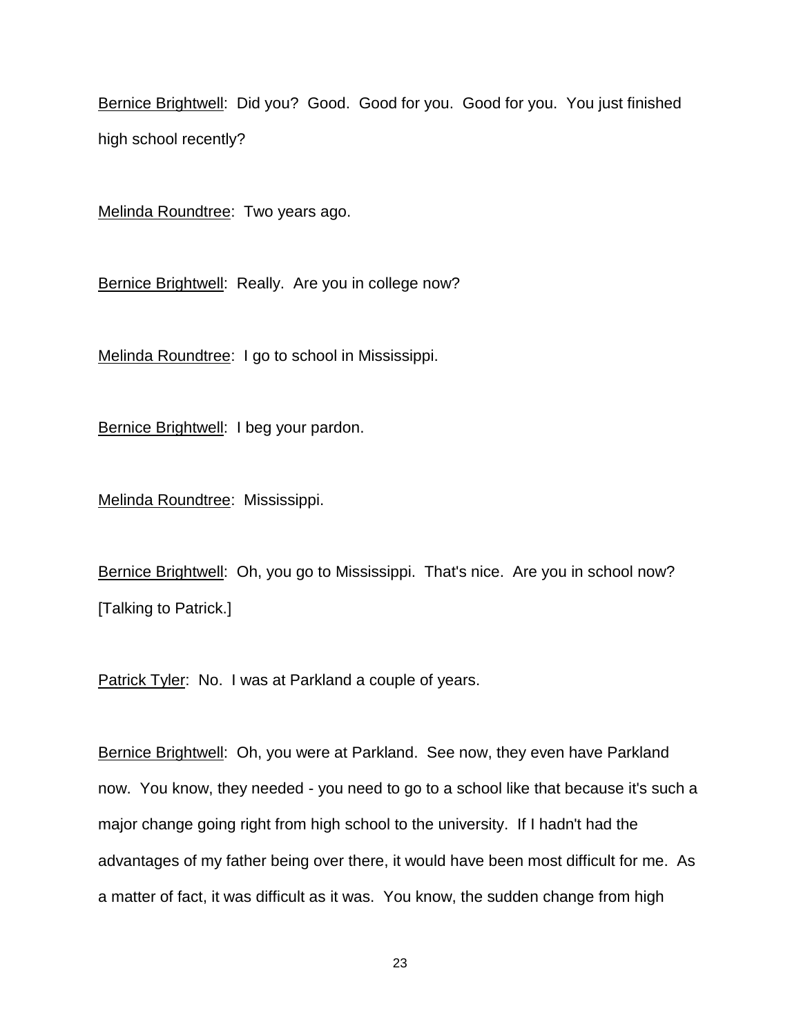<u>Bernice Brightwell</u>: Did you? Good. Good for you. Good for you. You just finished high school recently?

<u>Melinda Roundtree</u>: Two years ago.

<u>Bernice Brightwell</u>: Really. Are you in college now?

<u>Melinda Roundtree</u>: I go to school in Mississippi.

<u>Bernice Brightwell</u>: I beg your pardon.

<u>Melinda Roundtree</u>: Mississippi.

<u>Bernice Brightwell</u>: Oh, you go to Mississippi. That's nice. Are you in school now? [Talking to Patrick.]

<u>Patrick Tyler</u>: No. I was at Parkland a couple of years.

<u>Bernice Brightwell</u>: Oh, you were at Parkland. See now, they even have Parkland now. You know, they needed - you need to go to a school like that because it's such a major change going right from high school to the university. If I hadn't had the advantages of my father being over there, it would have been most difficult for me. As a matter of fact, it was difficult as it was. You know, the sudden change from high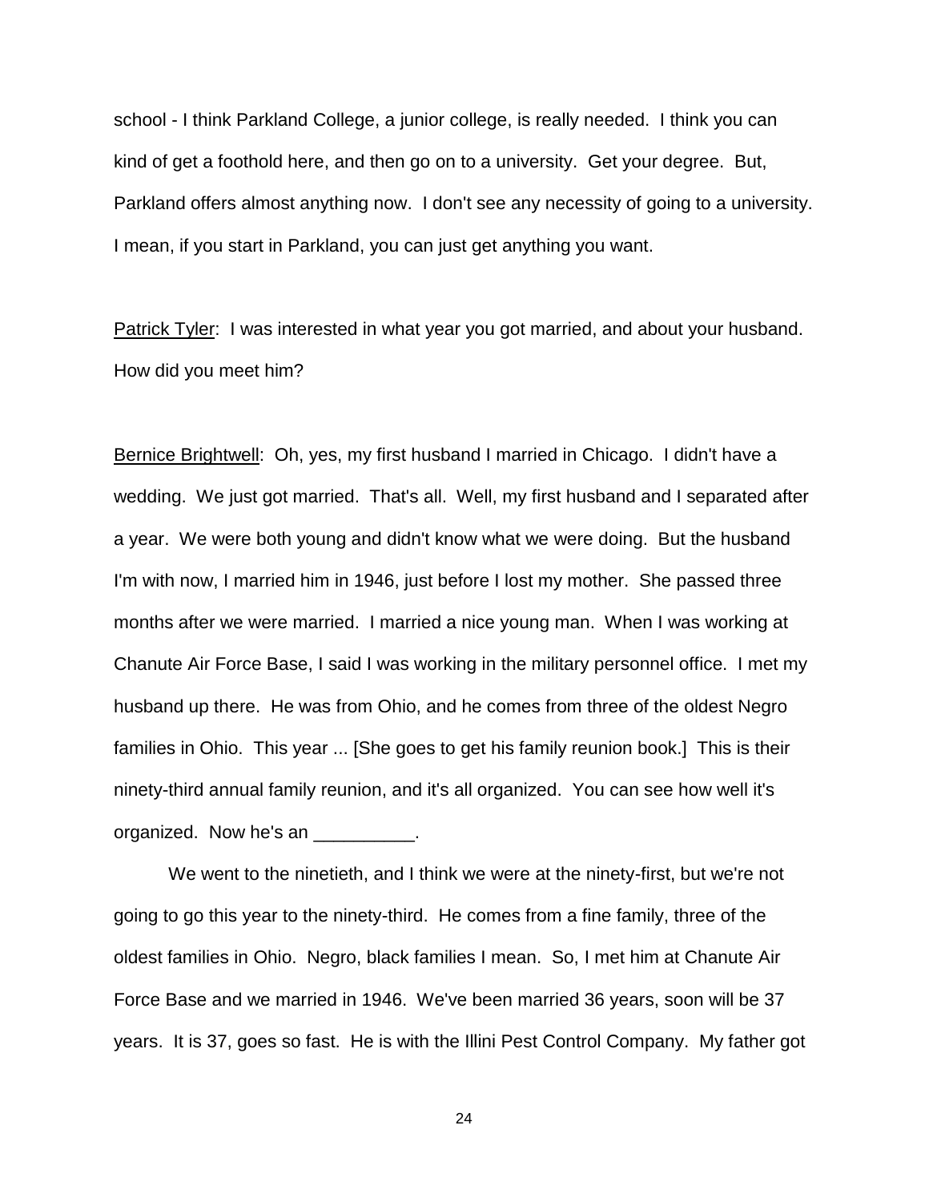school - I think Parkland College, a junior college, is really needed. I think you can kind of get a foothold here, and then go on to a university. Get your degree. But, Parkland offers almost anything now. I don't see any necessity of going to a university. I mean, if you start in Parkland, you can just get anything you want.

<u>Patrick Tyler</u>: I was interested in what year you got married, and about your husband. How did you meet him?

<u>Bernice Brightwell</u>: Oh, yes, my first husband I married in Chicago. I didn't have a wedding. We just got married. That's all. Well, my first husband and I separated after a year. We were both young and didn't know what we were doing. But the husband I'm with now, I married him in 1946, just before I lost my mother. She passed three months after we were married. I married a nice young man. When I was working at Chanute Air Force Base, I said I was working in the military personnel office. I met my husband up there. He was from Ohio, and he comes from three of the oldest Negro families in Ohio. This year ... [She goes to get his family reunion book.] This is their ninety-third annual family reunion, and it's all organized. You can see how well it's organized. Now he's an __________.

We went to the ninetieth, and I think we were at the ninety-first, but we're not going to go this year to the ninety-third. He comes from a fine family, three of the oldest families in Ohio. Negro, black families I mean. So, I met him at Chanute Air Force Base and we married in 1946. We've been married 36 years, soon will be 37 years. It is 37, goes so fast. He is with the Illini Pest Control Company. My father got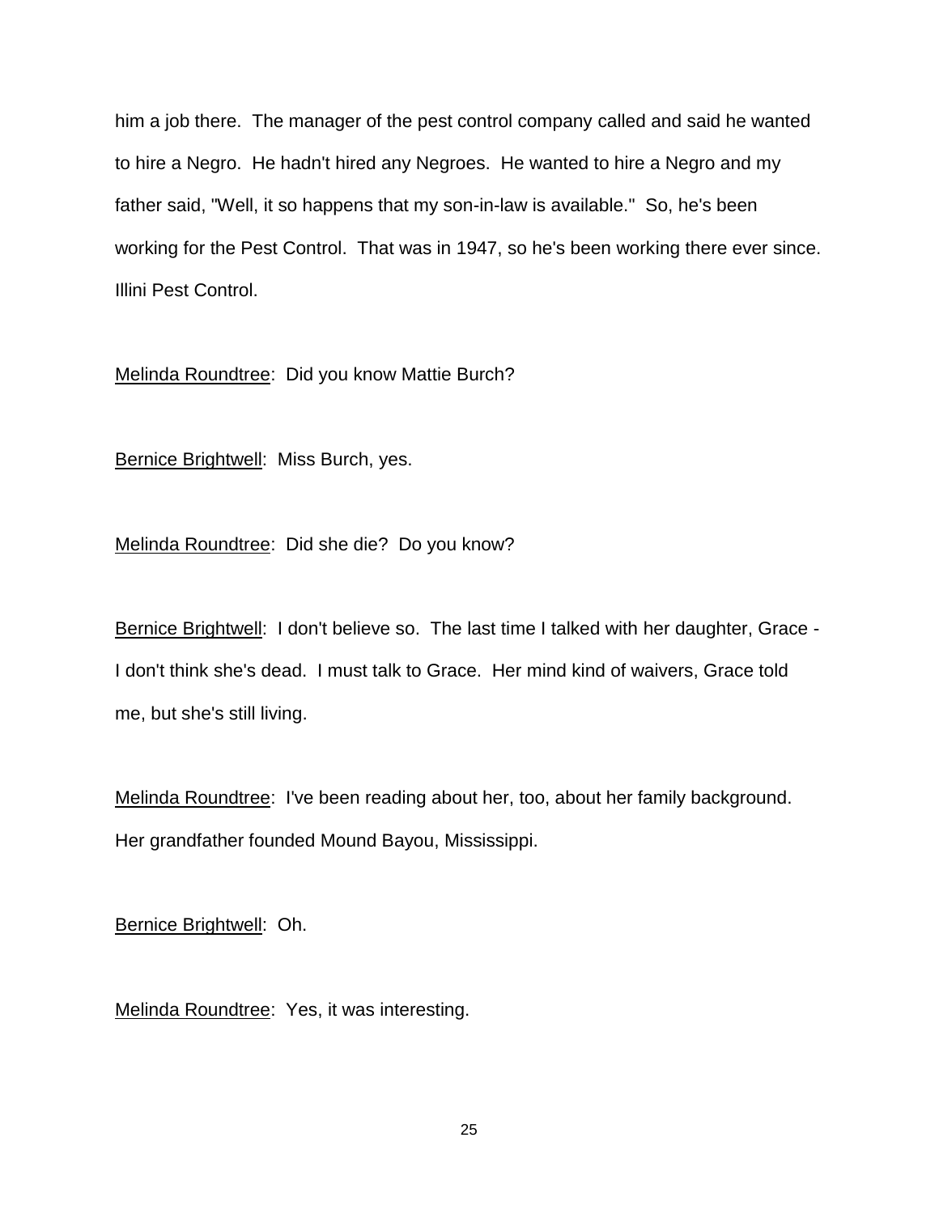him a job there. The manager of the pest control company called and said he wanted to hire a Negro. He hadn't hired any Negroes. He wanted to hire a Negro and my father said, "Well, it so happens that my son-in-law is available." So, he's been working for the Pest Control. That was in 1947, so he's been working there ever since. Illini Pest Control.

Melinda Roundtree: Did you know Mattie Burch?

Bernice Brightwell: Miss Burch, yes.

Melinda Roundtree: Did she die? Do you know?

Bernice Brightwell: I don't believe so. The last time I talked with her daughter, Grace - I don't think she's dead. I must talk to Grace. Her mind kind of waivers, Grace told me, but she's still living.

Melinda Roundtree: I've been reading about her, too, about her family background. Her grandfather founded Mound Bayou, Mississippi.

Bernice Brightwell: Oh.

Melinda Roundtree: Yes, it was interesting.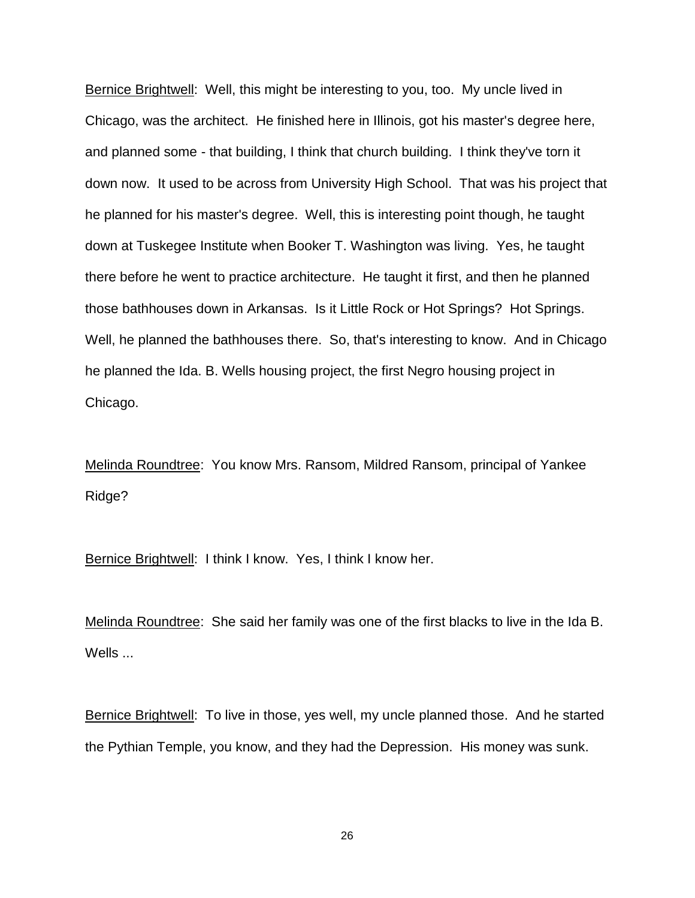<u>Bernice Brightwell</u>: Well, this might be interesting to you, too. My uncle lived in Chicago, was the architect. He finished here in Illinois, got his master's degree here, and planned some - that building, I think that church building. I think they've torn it down now. It used to be across from University High School. That was his project that he planned for his master's degree. Well, this is interesting point though, he taught down at Tuskegee Institute when Booker T. Washington was living. Yes, he taught there before he went to practice architecture. He taught it first, and then he planned those bathhouses down in Arkansas. Is it Little Rock or Hot Springs? Hot Springs. Well, he planned the bathhouses there. So, that's interesting to know. And in Chicago he planned the Ida. B. Wells housing project, the first Negro housing project in Chicago.

<u>Melinda Roundtree</u>: You know Mrs. Ransom, Mildred Ransom, principal of Yankee Ridge?

<u>Bernice Brightwell</u>: I think I know. Yes, I think I know her.

<u>Melinda Roundtree</u>: She said her family was one of the first blacks to live in the Ida B. Wells ...

<u>Bernice Brightwell</u>: To live in those, yes well, my uncle planned those. And he started the Pythian Temple, you know, and they had the Depression. His money was sunk.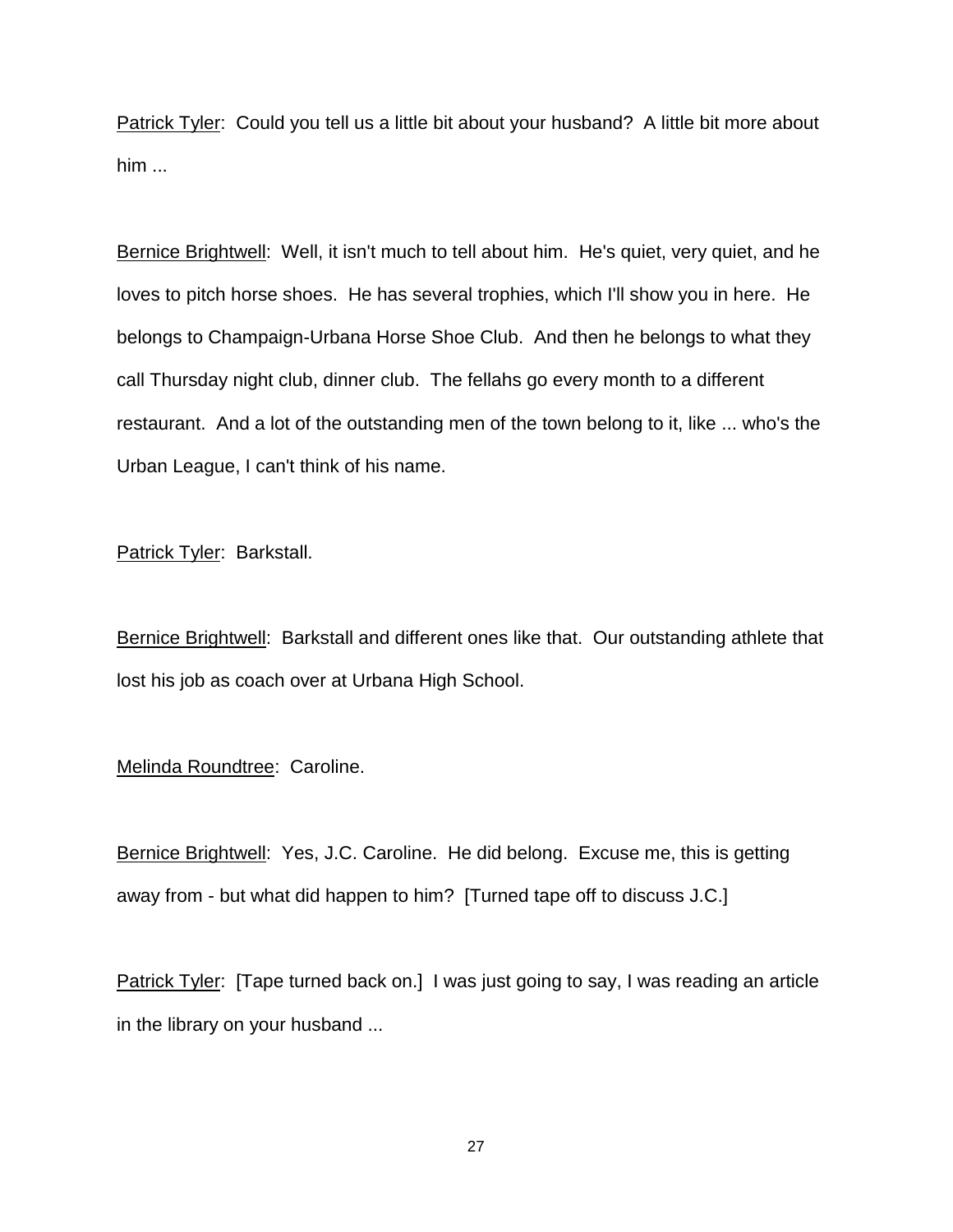Patrick Tyler: Could you tell us a little bit about your husband? A little bit more about him ...

Bernice Brightwell: Well, it isn't much to tell about him. He's quiet, very quiet, and he loves to pitch horse shoes. He has several trophies, which I'll show you in here. He belongs to Champaign-Urbana Horse Shoe Club. And then he belongs to what they call Thursday night club, dinner club. The fellahs go every month to a different restaurant. And a lot of the outstanding men of the town belong to it, like ... who's the Urban League, I can't think of his name.

Patrick Tyler: Barkstall.

Bernice Brightwell: Barkstall and different ones like that. Our outstanding athlete that lost his job as coach over at Urbana High School.

Melinda Roundtree: Caroline.

Bernice Brightwell: Yes, J.C. Caroline. He did belong. Excuse me, this is getting away from - but what did happen to him? [Turned tape off to discuss J.C.]

Patrick Tyler: [Tape turned back on.] I was just going to say, I was reading an article in the library on your husband ...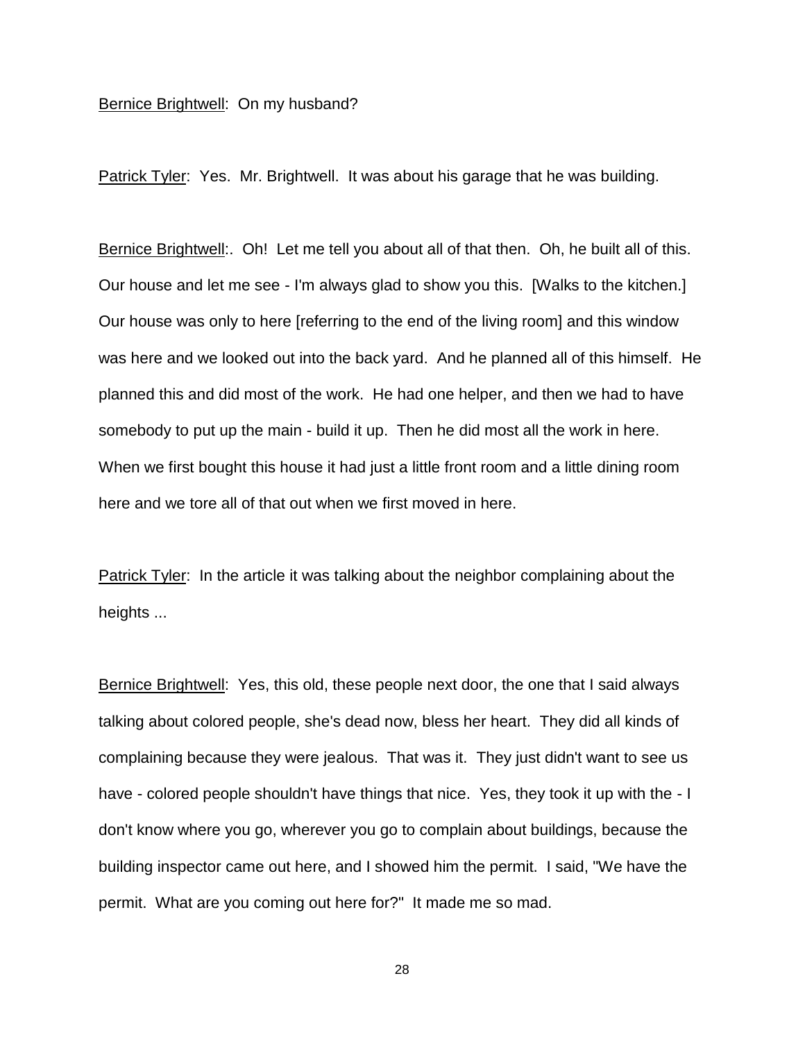Bernice Brightwell: On my husband?

Patrick Tyler: Yes. Mr. Brightwell. It was about his garage that he was building.

Bernice Brightwell:. Oh! Let me tell you about all of that then. Oh, he built all of this. Our house and let me see - I'm always glad to show you this. [Walks to the kitchen.] Our house was only to here [referring to the end of the living room] and this window was here and we looked out into the back yard. And he planned all of this himself. He planned this and did most of the work. He had one helper, and then we had to have somebody to put up the main - build it up. Then he did most all the work in here. When we first bought this house it had just a little front room and a little dining room here and we tore all of that out when we first moved in here.

Patrick Tyler: In the article it was talking about the neighbor complaining about the heights ...

Bernice Brightwell: Yes, this old, these people next door, the one that I said always talking about colored people, she's dead now, bless her heart. They did all kinds of complaining because they were jealous. That was it. They just didn't want to see us have - colored people shouldn't have things that nice. Yes, they took it up with the - I don't know where you go, wherever you go to complain about buildings, because the building inspector came out here, and I showed him the permit. I said, "We have the permit. What are you coming out here for?" It made me so mad.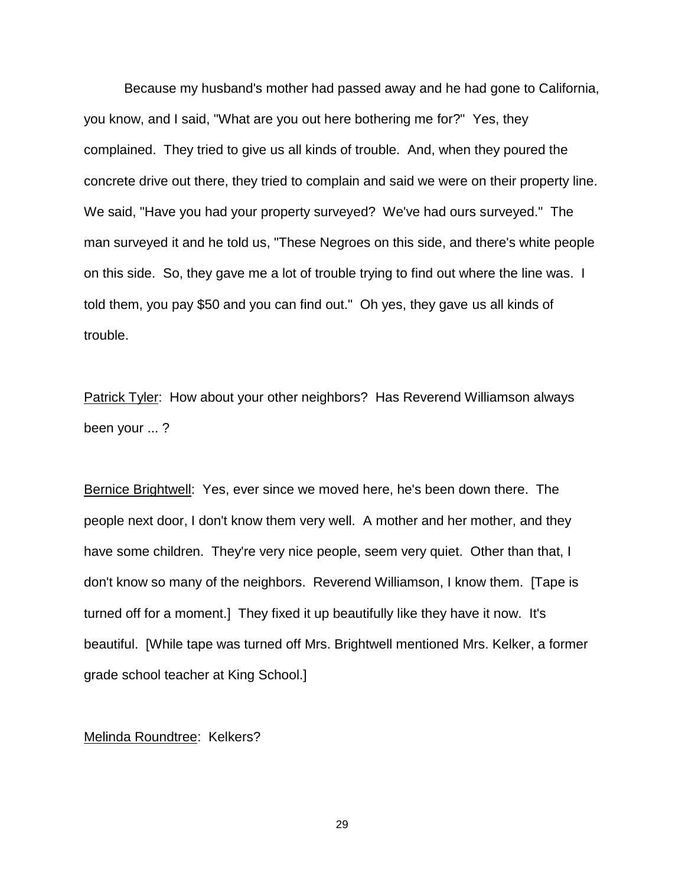Because my husband's mother had passed away and he had gone to California, you know, and I said, "What are you out here bothering me for?" Yes, they complained. They tried to give us all kinds of trouble. And, when they poured the concrete drive out there, they tried to complain and said we were on their property line. We said, "Have you had your property surveyed? We've had ours surveyed." The man surveyed it and he told us, "These Negroes on this side, and there's white people on this side. So, they gave me a lot of trouble trying to find out where the line was. I told them, you pay $50 and you can find out." Oh yes, they gave us all kinds of trouble.

Patrick Tyler: How about your other neighbors? Has Reverend Williamson always been your ... ?

Bernice Brightwell: Yes, ever since we moved here, he's been down there. The people next door, I don't know them very well. A mother and her mother, and they have some children. They're very nice people, seem very quiet. Other than that, I don't know so many of the neighbors. Reverend Williamson, I know them. [Tape is turned off for a moment.] They fixed it up beautifully like they have it now. It's beautiful. [While tape was turned off Mrs. Brightwell mentioned Mrs. Kelker, a former grade school teacher at King School.]

Melinda Roundtree: Kelkers?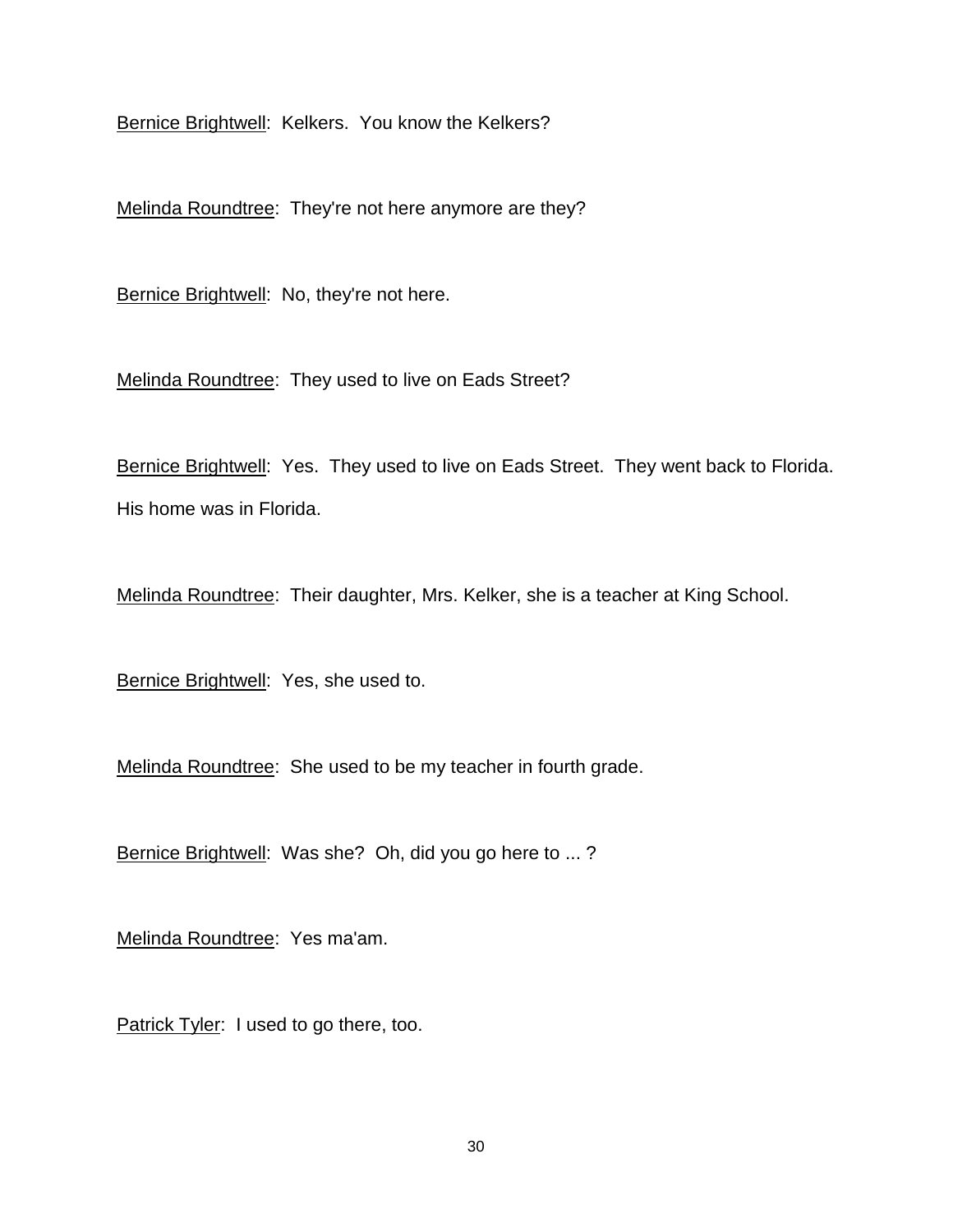Bernice Brightwell: Kelkers. You know the Kelkers?

Melinda Roundtree: They're not here anymore are they?

Bernice Brightwell: No, they're not here.

Melinda Roundtree: They used to live on Eads Street?

Bernice Brightwell: Yes. They used to live on Eads Street. They went back to Florida. His home was in Florida.

Melinda Roundtree: Their daughter, Mrs. Kelker, she is a teacher at King School.

Bernice Brightwell: Yes, she used to.

Melinda Roundtree: She used to be my teacher in fourth grade.

Bernice Brightwell: Was she? Oh, did you go here to ... ?

Melinda Roundtree: Yes ma'am.

Patrick Tyler: I used to go there, too.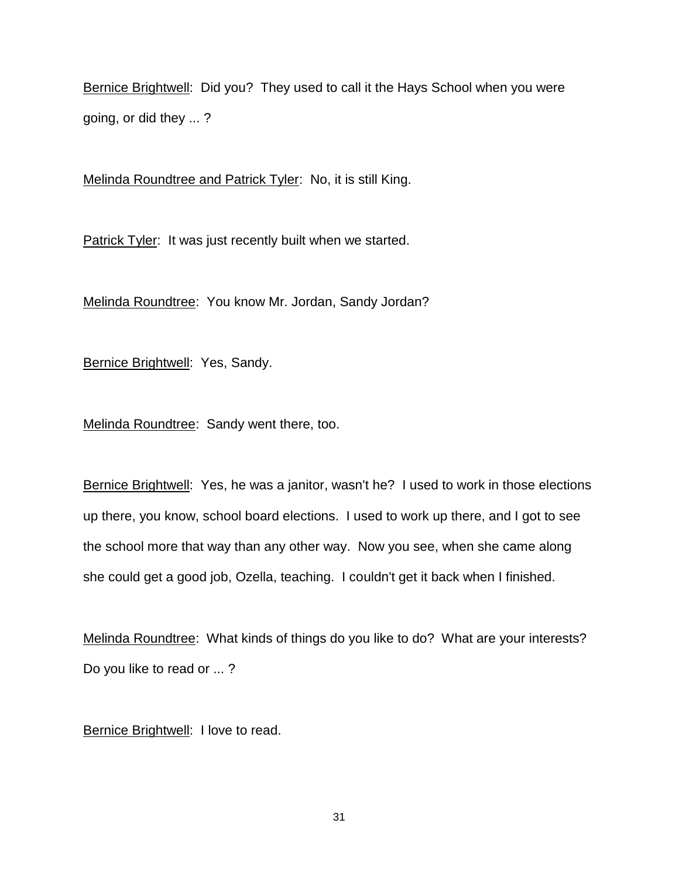Bernice Brightwell: Did you? They used to call it the Hays School when you were going, or did they ... ?

Melinda Roundtree and Patrick Tyler: No, it is still King.

Patrick Tyler: It was just recently built when we started.

Melinda Roundtree: You know Mr. Jordan, Sandy Jordan?

Bernice Brightwell: Yes, Sandy.

Melinda Roundtree: Sandy went there, too.

Bernice Brightwell: Yes, he was a janitor, wasn't he? I used to work in those elections up there, you know, school board elections. I used to work up there, and I got to see the school more that way than any other way. Now you see, when she came along she could get a good job, Ozella, teaching. I couldn't get it back when I finished.

Melinda Roundtree: What kinds of things do you like to do? What are your interests? Do you like to read or ... ?

Bernice Brightwell: I love to read.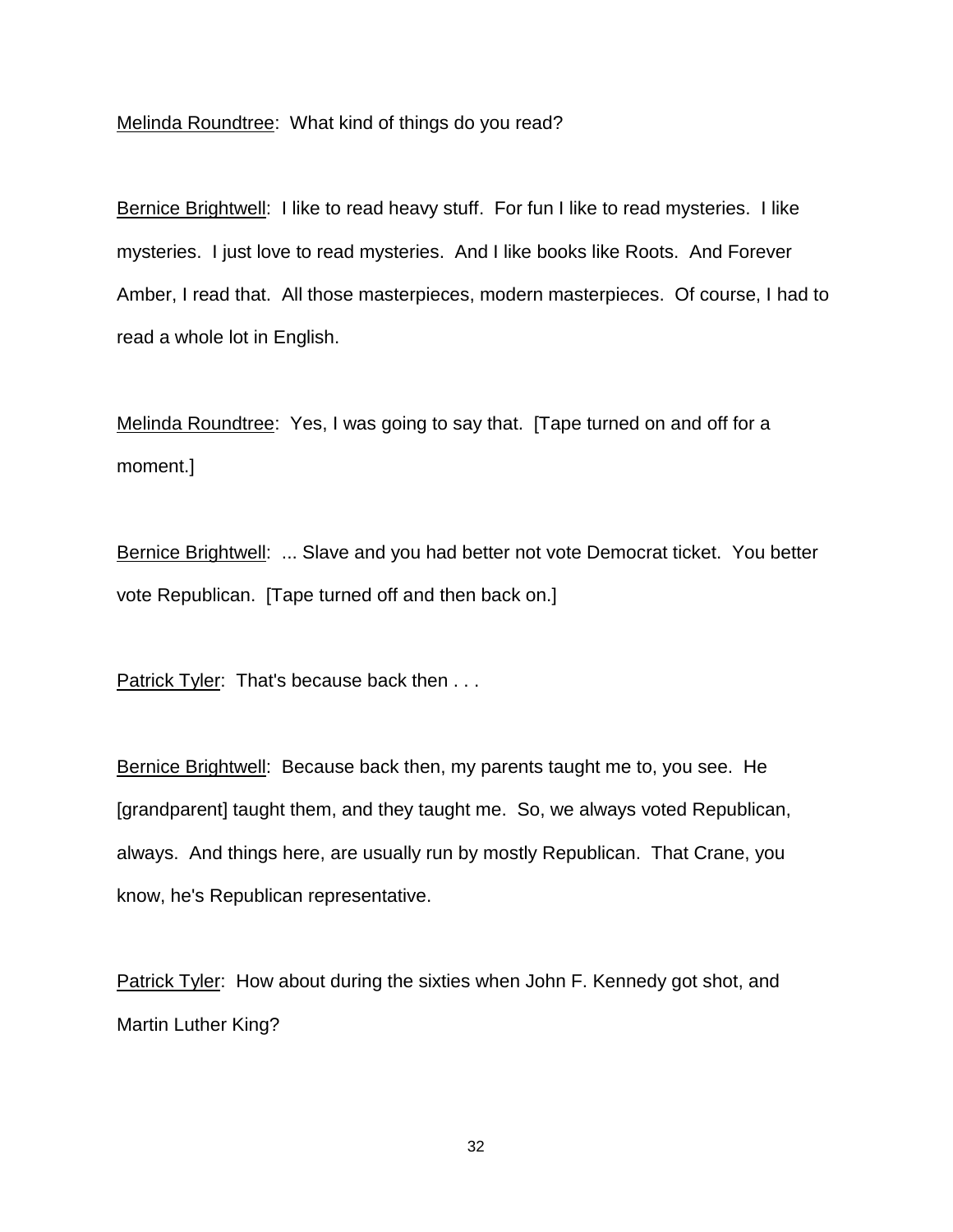Melinda Roundtree: What kind of things do you read?

Bernice Brightwell: I like to read heavy stuff. For fun I like to read mysteries. I like mysteries. I just love to read mysteries. And I like books like Roots. And Forever Amber, I read that. All those masterpieces, modern masterpieces. Of course, I had to read a whole lot in English.

Melinda Roundtree: Yes, I was going to say that. [Tape turned on and off for a moment.]

Bernice Brightwell: ... Slave and you had better not vote Democrat ticket. You better vote Republican. [Tape turned off and then back on.]

Patrick Tyler: That's because back then . . .

Bernice Brightwell: Because back then, my parents taught me to, you see. He [grandparent] taught them, and they taught me. So, we always voted Republican, always. And things here, are usually run by mostly Republican. That Crane, you know, he's Republican representative.

Patrick Tyler: How about during the sixties when John F. Kennedy got shot, and Martin Luther King?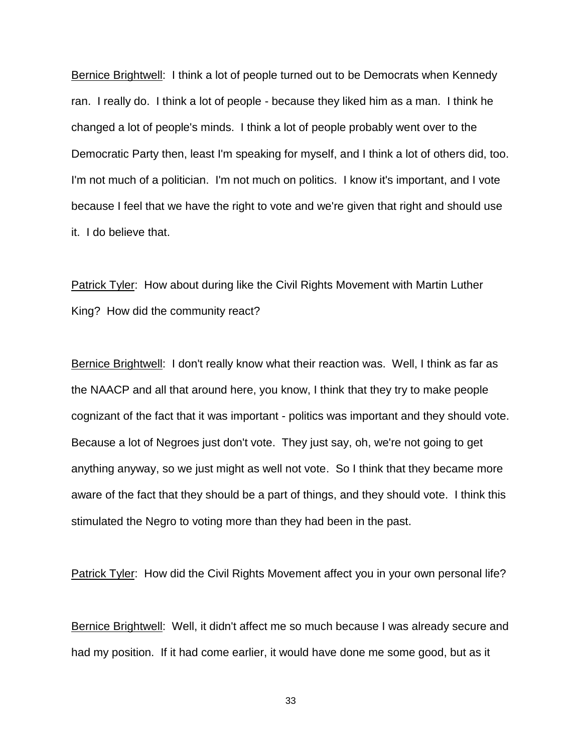Bernice Brightwell: I think a lot of people turned out to be Democrats when Kennedy ran. I really do. I think a lot of people - because they liked him as a man. I think he changed a lot of people's minds. I think a lot of people probably went over to the Democratic Party then, least I'm speaking for myself, and I think a lot of others did, too. I'm not much of a politician. I'm not much on politics. I know it's important, and I vote because I feel that we have the right to vote and we're given that right and should use it. I do believe that.

Patrick Tyler: How about during like the Civil Rights Movement with Martin Luther King? How did the community react?

Bernice Brightwell: I don't really know what their reaction was. Well, I think as far as the NAACP and all that around here, you know, I think that they try to make people cognizant of the fact that it was important - politics was important and they should vote. Because a lot of Negroes just don't vote. They just say, oh, we're not going to get anything anyway, so we just might as well not vote. So I think that they became more aware of the fact that they should be a part of things, and they should vote. I think this stimulated the Negro to voting more than they had been in the past.

Patrick Tyler: How did the Civil Rights Movement affect you in your own personal life?

Bernice Brightwell: Well, it didn't affect me so much because I was already secure and had my position. If it had come earlier, it would have done me some good, but as it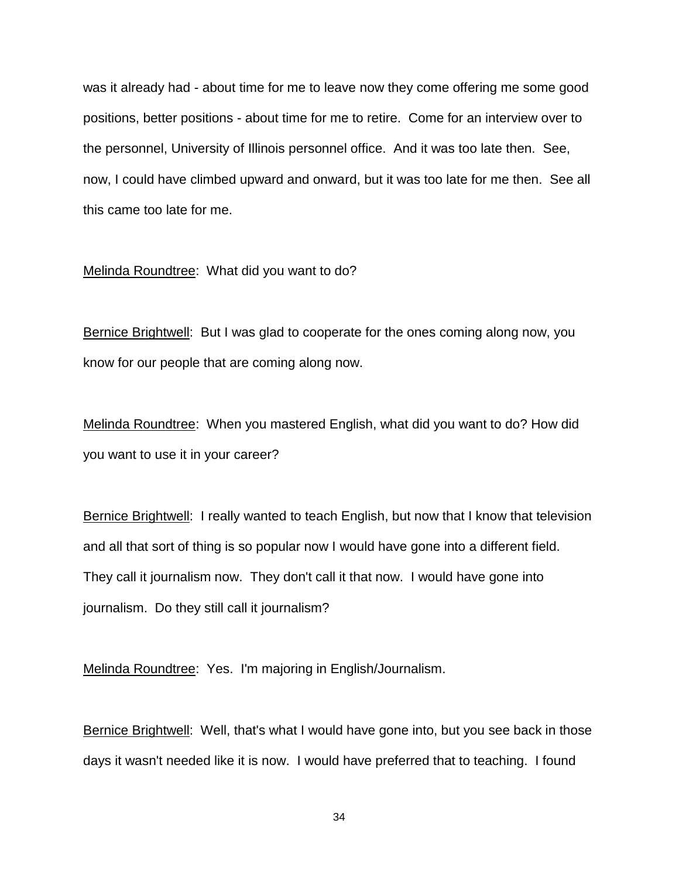was it already had - about time for me to leave now they come offering me some good positions, better positions - about time for me to retire. Come for an interview over to the personnel, University of Illinois personnel office. And it was too late then. See, now, I could have climbed upward and onward, but it was too late for me then. See all this came too late for me.

Melinda Roundtree: What did you want to do?

Bernice Brightwell: But I was glad to cooperate for the ones coming along now, you know for our people that are coming along now.

Melinda Roundtree: When you mastered English, what did you want to do? How did you want to use it in your career?

Bernice Brightwell: I really wanted to teach English, but now that I know that television and all that sort of thing is so popular now I would have gone into a different field. They call it journalism now. They don't call it that now. I would have gone into journalism. Do they still call it journalism?

Melinda Roundtree: Yes. I'm majoring in English/Journalism.

Bernice Brightwell: Well, that's what I would have gone into, but you see back in those days it wasn't needed like it is now. I would have preferred that to teaching. I found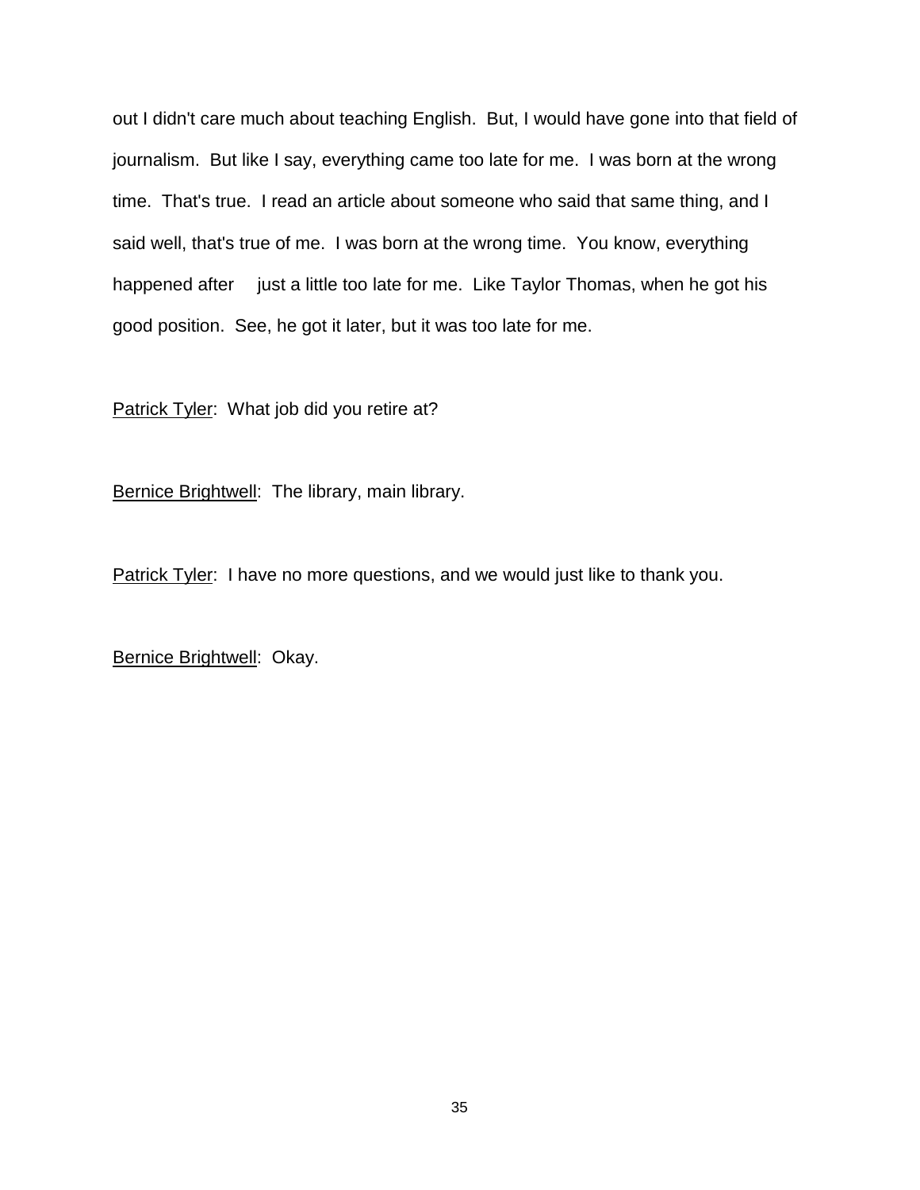out I didn't care much about teaching English. But, I would have gone into that field of journalism. But like I say, everything came too late for me. I was born at the wrong time. That's true. I read an article about someone who said that same thing, and I said well, that's true of me. I was born at the wrong time. You know, everything happened after just a little too late for me. Like Taylor Thomas, when he got his good position. See, he got it later, but it was too late for me.

Patrick Tyler: What job did you retire at?

Bernice Brightwell: The library, main library.

Patrick Tyler: I have no more questions, and we would just like to thank you.

Bernice Brightwell: Okay.